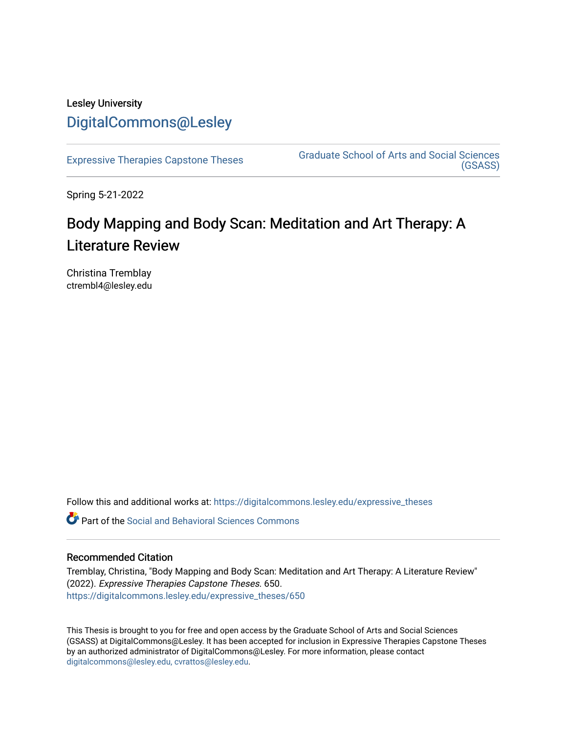Lesley University

[DigitalCommons@Lesley](https://digitalcommons.lesley.edu)

Expressive Therapies Capstone Theses | Graduate School of Arts and Social Sciences (GSASS)

Spring 5-21-2022

# Body Mapping and Body Scan: Meditation and Art Therapy: A Literature Review

Christina Tremblay
ctrembl4@lesley.edu

Follow this and additional works at: https://digitalcommons.lesley.edu/expressive_theses

Part of the Social and Behavioral Sciences Commons

## Recommended Citation

Tremblay, Christina, "Body Mapping and Body Scan: Meditation and Art Therapy: A Literature Review" (2022). *Expressive Therapies Capstone Theses*. 650.
https://digitalcommons.lesley.edu/expressive_theses/650

This Thesis is brought to you for free and open access by the Graduate School of Arts and Social Sciences (GSASS) at DigitalCommons@Lesley. It has been accepted for inclusion in Expressive Therapies Capstone Theses by an authorized administrator of DigitalCommons@Lesley. For more information, please contact digitalcommons@lesley.edu, cvrattos@lesley.edu.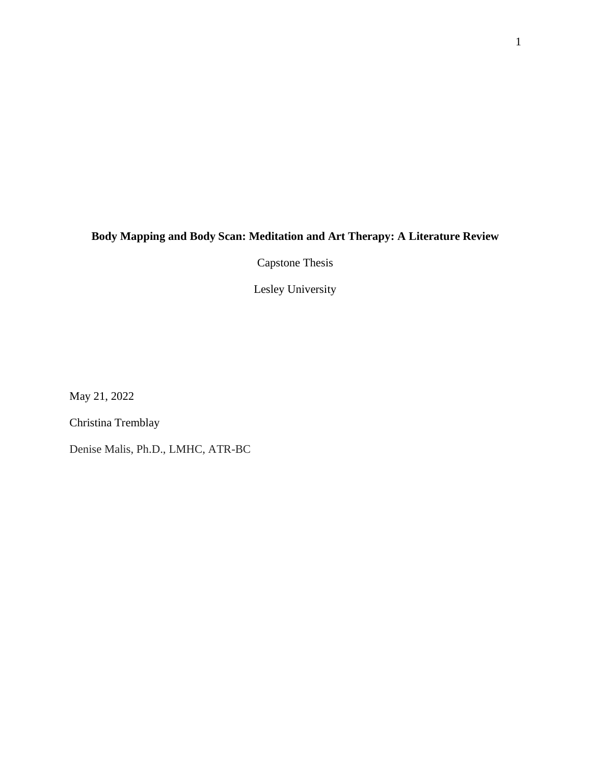**Body Mapping and Body Scan: Meditation and Art Therapy: A Literature Review**

Capstone Thesis

Lesley University

May 21, 2022

Christina Tremblay

Denise Malis, Ph.D., LMHC, ATR-BC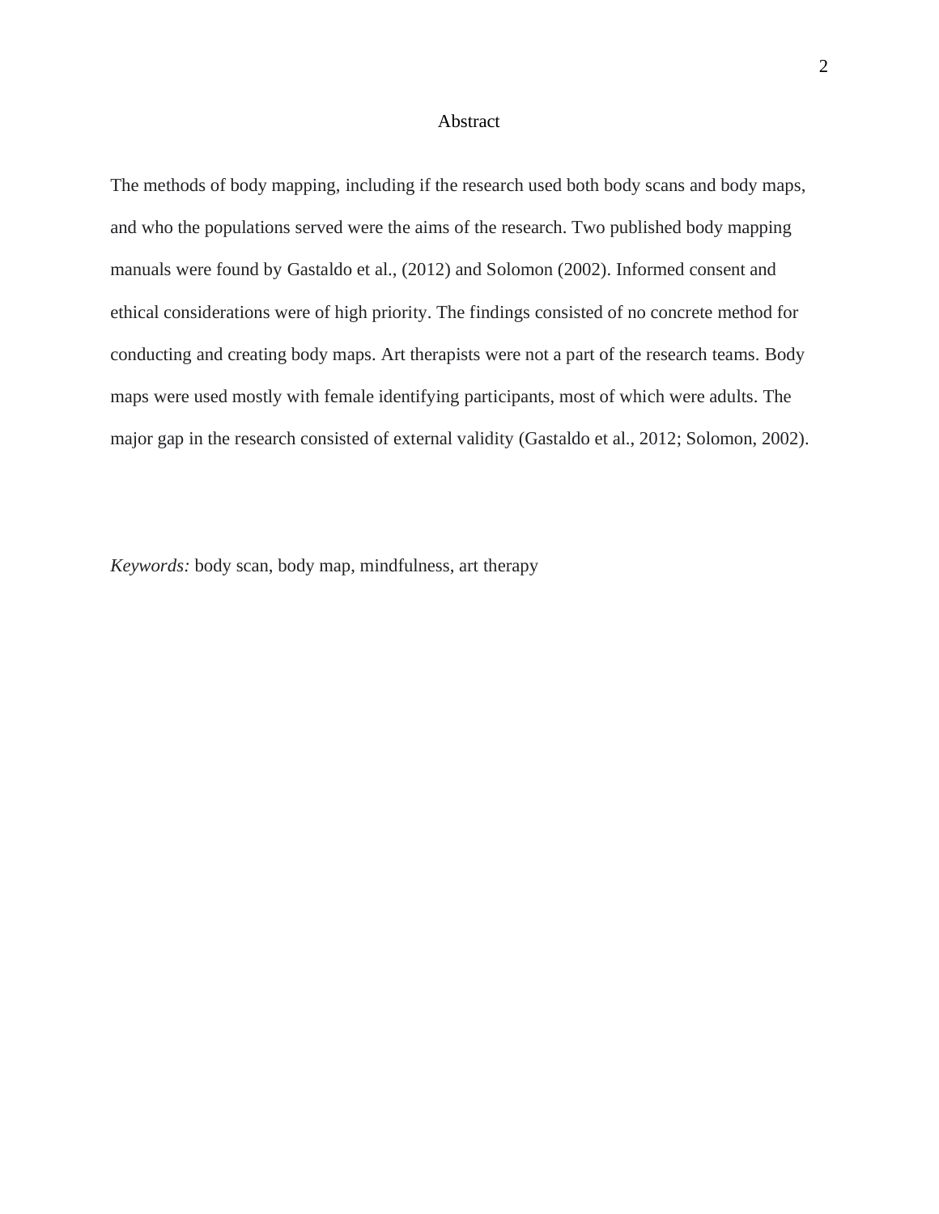# Abstract

The methods of body mapping, including if the research used both body scans and body maps, and who the populations served were the aims of the research. Two published body mapping manuals were found by Gastaldo et al., (2012) and Solomon (2002). Informed consent and ethical considerations were of high priority. The findings consisted of no concrete method for conducting and creating body maps. Art therapists were not a part of the research teams. Body maps were used mostly with female identifying participants, most of which were adults. The major gap in the research consisted of external validity (Gastaldo et al., 2012; Solomon, 2002).

*Keywords:* body scan, body map, mindfulness, art therapy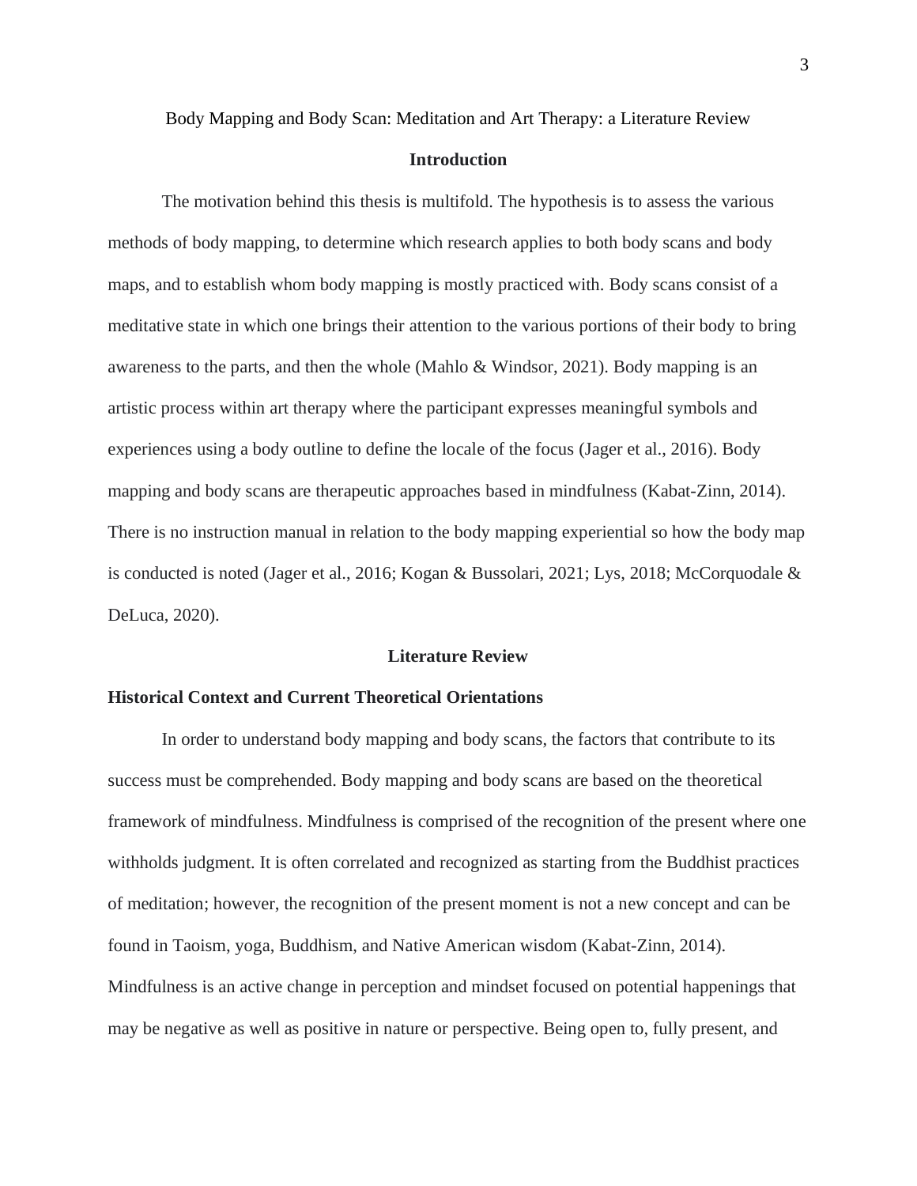Body Mapping and Body Scan: Meditation and Art Therapy: a Literature Review

## Introduction

The motivation behind this thesis is multifold. The hypothesis is to assess the various methods of body mapping, to determine which research applies to both body scans and body maps, and to establish whom body mapping is mostly practiced with. Body scans consist of a meditative state in which one brings their attention to the various portions of their body to bring awareness to the parts, and then the whole (Mahlo & Windsor, 2021). Body mapping is an artistic process within art therapy where the participant expresses meaningful symbols and experiences using a body outline to define the locale of the focus (Jager et al., 2016). Body mapping and body scans are therapeutic approaches based in mindfulness (Kabat-Zinn, 2014). There is no instruction manual in relation to the body mapping experiential so how the body map is conducted is noted (Jager et al., 2016; Kogan & Bussolari, 2021; Lys, 2018; McCorquodale & DeLuca, 2020).

## Literature Review

### Historical Context and Current Theoretical Orientations

In order to understand body mapping and body scans, the factors that contribute to its success must be comprehended. Body mapping and body scans are based on the theoretical framework of mindfulness. Mindfulness is comprised of the recognition of the present where one withholds judgment. It is often correlated and recognized as starting from the Buddhist practices of meditation; however, the recognition of the present moment is not a new concept and can be found in Taoism, yoga, Buddhism, and Native American wisdom (Kabat-Zinn, 2014). Mindfulness is an active change in perception and mindset focused on potential happenings that may be negative as well as positive in nature or perspective. Being open to, fully present, and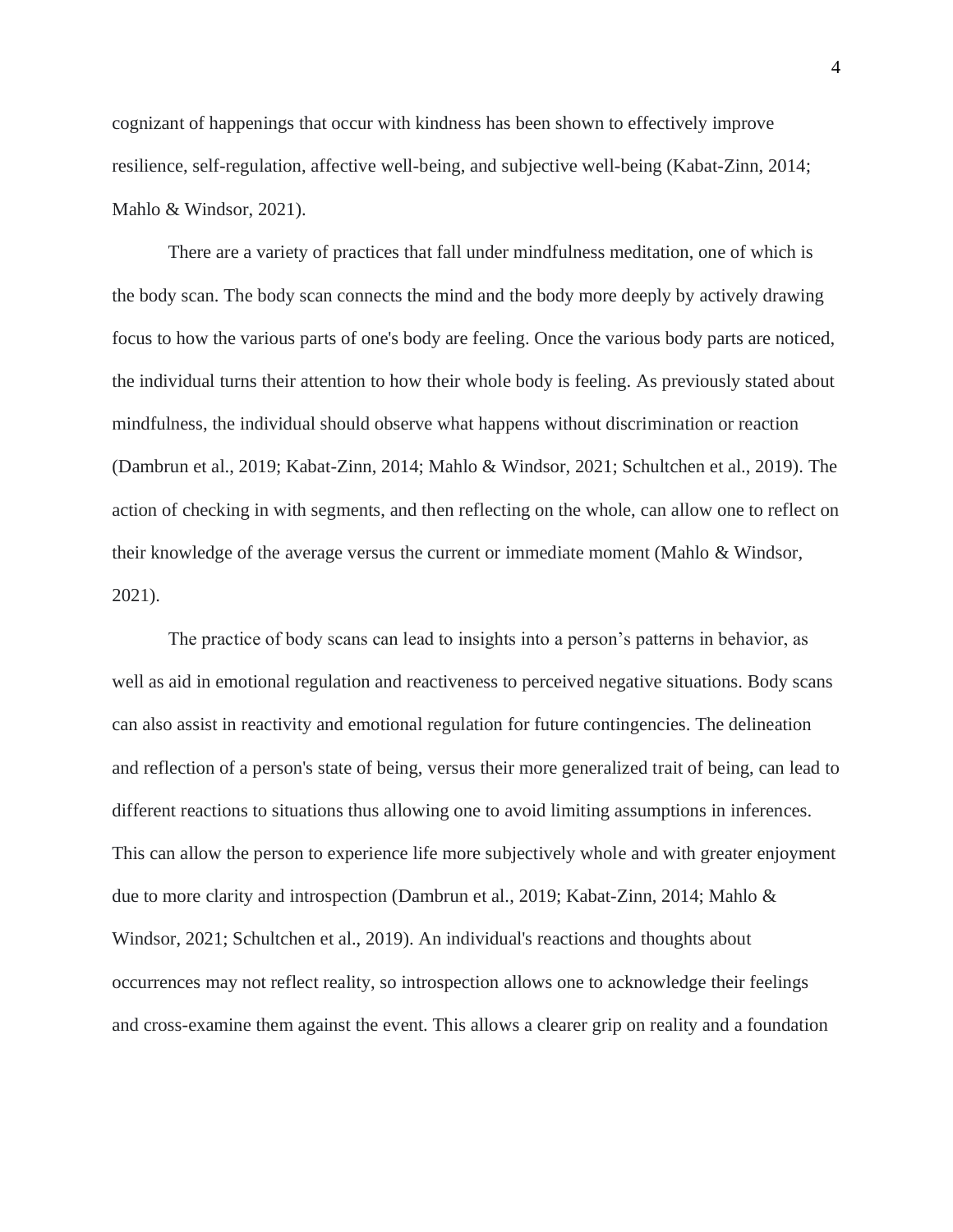cognizant of happenings that occur with kindness has been shown to effectively improve resilience, self-regulation, affective well-being, and subjective well-being (Kabat-Zinn, 2014; Mahlo & Windsor, 2021).

There are a variety of practices that fall under mindfulness meditation, one of which is the body scan. The body scan connects the mind and the body more deeply by actively drawing focus to how the various parts of one's body are feeling. Once the various body parts are noticed, the individual turns their attention to how their whole body is feeling. As previously stated about mindfulness, the individual should observe what happens without discrimination or reaction (Dambrun et al., 2019; Kabat-Zinn, 2014; Mahlo & Windsor, 2021; Schultchen et al., 2019). The action of checking in with segments, and then reflecting on the whole, can allow one to reflect on their knowledge of the average versus the current or immediate moment (Mahlo & Windsor, 2021).

The practice of body scans can lead to insights into a person's patterns in behavior, as well as aid in emotional regulation and reactiveness to perceived negative situations. Body scans can also assist in reactivity and emotional regulation for future contingencies. The delineation and reflection of a person's state of being, versus their more generalized trait of being, can lead to different reactions to situations thus allowing one to avoid limiting assumptions in inferences. This can allow the person to experience life more subjectively whole and with greater enjoyment due to more clarity and introspection (Dambrun et al., 2019; Kabat-Zinn, 2014; Mahlo & Windsor, 2021; Schultchen et al., 2019). An individual's reactions and thoughts about occurrences may not reflect reality, so introspection allows one to acknowledge their feelings and cross-examine them against the event. This allows a clearer grip on reality and a foundation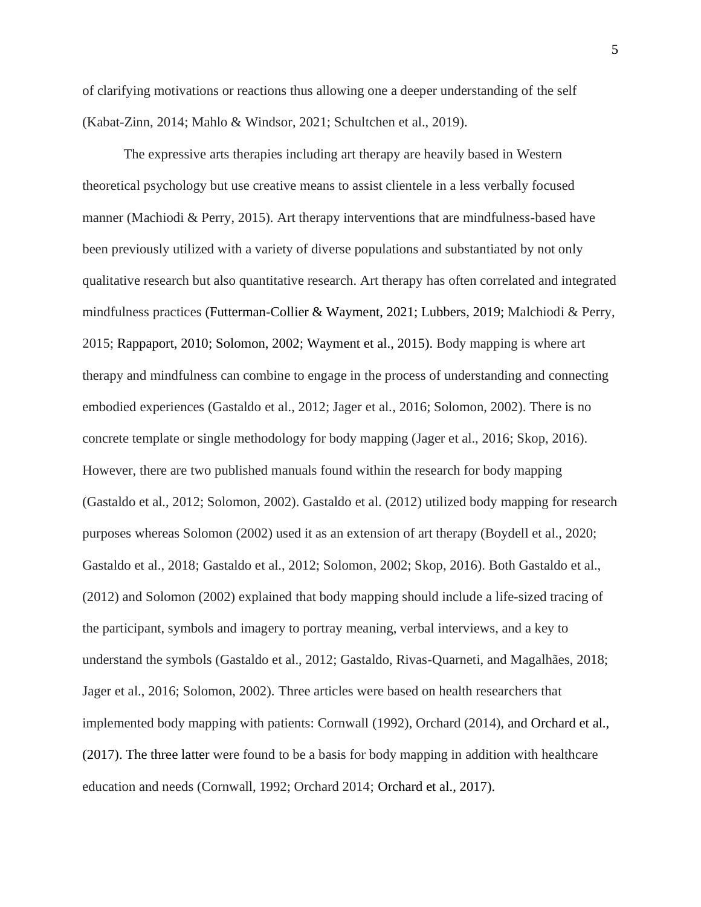of clarifying motivations or reactions thus allowing one a deeper understanding of the self (Kabat-Zinn, 2014; Mahlo & Windsor, 2021; Schultchen et al., 2019).

The expressive arts therapies including art therapy are heavily based in Western theoretical psychology but use creative means to assist clientele in a less verbally focused manner (Machiodi & Perry, 2015). Art therapy interventions that are mindfulness-based have been previously utilized with a variety of diverse populations and substantiated by not only qualitative research but also quantitative research. Art therapy has often correlated and integrated mindfulness practices (Futterman-Collier & Wayment, 2021; Lubbers, 2019; Malchiodi & Perry, 2015; Rappaport, 2010; Solomon, 2002; Wayment et al., 2015). Body mapping is where art therapy and mindfulness can combine to engage in the process of understanding and connecting embodied experiences (Gastaldo et al., 2012; Jager et al., 2016; Solomon, 2002). There is no concrete template or single methodology for body mapping (Jager et al., 2016; Skop, 2016). However, there are two published manuals found within the research for body mapping (Gastaldo et al., 2012; Solomon, 2002). Gastaldo et al. (2012) utilized body mapping for research purposes whereas Solomon (2002) used it as an extension of art therapy (Boydell et al., 2020; Gastaldo et al., 2018; Gastaldo et al., 2012; Solomon, 2002; Skop, 2016). Both Gastaldo et al., (2012) and Solomon (2002) explained that body mapping should include a life-sized tracing of the participant, symbols and imagery to portray meaning, verbal interviews, and a key to understand the symbols (Gastaldo et al., 2012; Gastaldo, Rivas-Quarneti, and Magalhães, 2018; Jager et al., 2016; Solomon, 2002). Three articles were based on health researchers that implemented body mapping with patients: Cornwall (1992), Orchard (2014), and Orchard et al., (2017). The three latter were found to be a basis for body mapping in addition with healthcare education and needs (Cornwall, 1992; Orchard 2014; Orchard et al., 2017).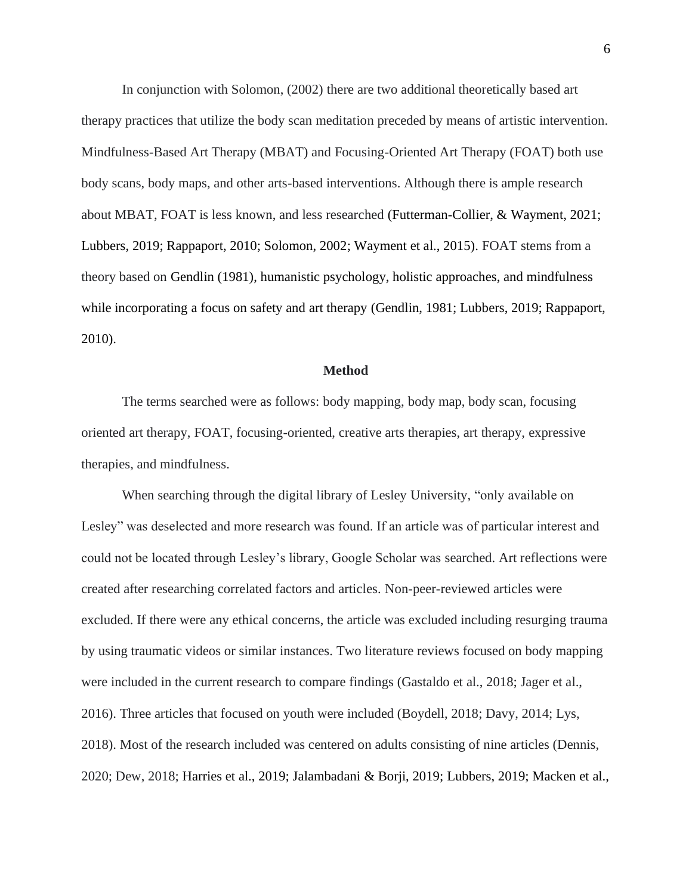In conjunction with Solomon, (2002) there are two additional theoretically based art therapy practices that utilize the body scan meditation preceded by means of artistic intervention. Mindfulness-Based Art Therapy (MBAT) and Focusing-Oriented Art Therapy (FOAT) both use body scans, body maps, and other arts-based interventions. Although there is ample research about MBAT, FOAT is less known, and less researched (Futterman-Collier, & Wayment, 2021; Lubbers, 2019; Rappaport, 2010; Solomon, 2002; Wayment et al., 2015). FOAT stems from a theory based on Gendlin (1981), humanistic psychology, holistic approaches, and mindfulness while incorporating a focus on safety and art therapy (Gendlin, 1981; Lubbers, 2019; Rappaport, 2010).

## Method

The terms searched were as follows: body mapping, body map, body scan, focusing oriented art therapy, FOAT, focusing-oriented, creative arts therapies, art therapy, expressive therapies, and mindfulness.

When searching through the digital library of Lesley University, "only available on Lesley" was deselected and more research was found. If an article was of particular interest and could not be located through Lesley's library, Google Scholar was searched. Art reflections were created after researching correlated factors and articles. Non-peer-reviewed articles were excluded. If there were any ethical concerns, the article was excluded including resurging trauma by using traumatic videos or similar instances. Two literature reviews focused on body mapping were included in the current research to compare findings (Gastaldo et al., 2018; Jager et al., 2016). Three articles that focused on youth were included (Boydell, 2018; Davy, 2014; Lys, 2018). Most of the research included was centered on adults consisting of nine articles (Dennis, 2020; Dew, 2018; Harries et al., 2019; Jalambadani & Borji, 2019; Lubbers, 2019; Macken et al.,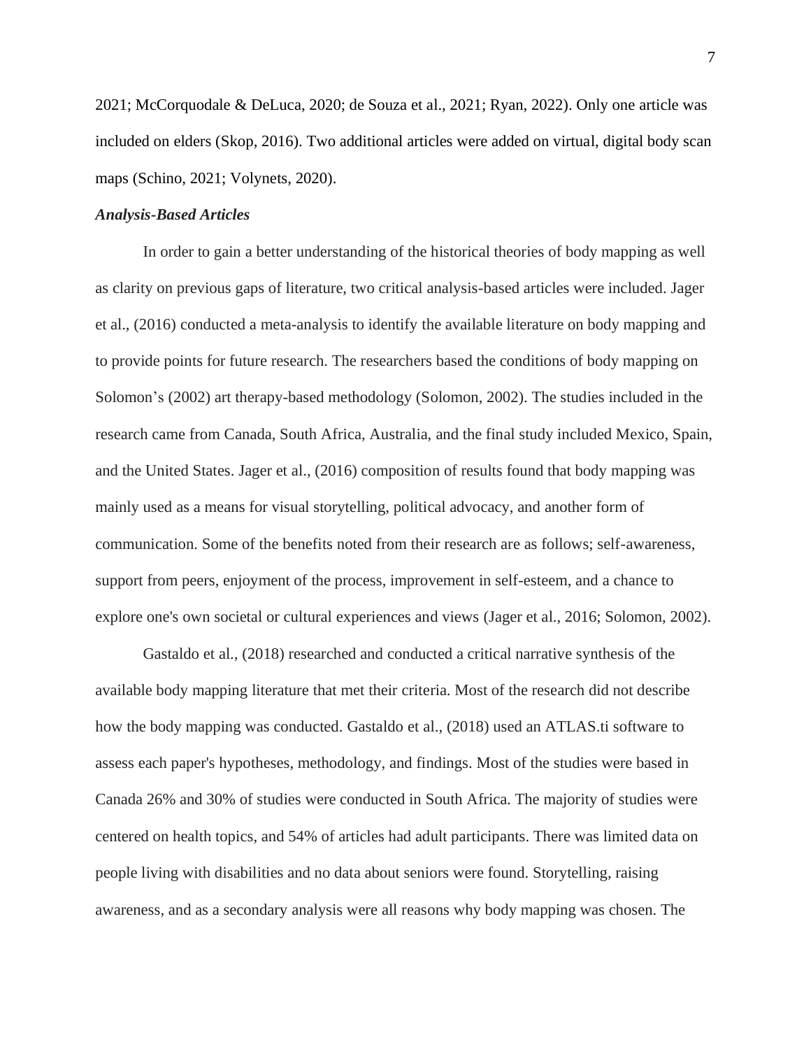2021; McCorquodale & DeLuca, 2020; de Souza et al., 2021; Ryan, 2022). Only one article was included on elders (Skop, 2016). Two additional articles were added on virtual, digital body scan maps (Schino, 2021; Volynets, 2020).

### *Analysis-Based Articles*

In order to gain a better understanding of the historical theories of body mapping as well as clarity on previous gaps of literature, two critical analysis-based articles were included. Jager et al., (2016) conducted a meta-analysis to identify the available literature on body mapping and to provide points for future research. The researchers based the conditions of body mapping on Solomon's (2002) art therapy-based methodology (Solomon, 2002). The studies included in the research came from Canada, South Africa, Australia, and the final study included Mexico, Spain, and the United States. Jager et al., (2016) composition of results found that body mapping was mainly used as a means for visual storytelling, political advocacy, and another form of communication. Some of the benefits noted from their research are as follows; self-awareness, support from peers, enjoyment of the process, improvement in self-esteem, and a chance to explore one's own societal or cultural experiences and views (Jager et al., 2016; Solomon, 2002).

Gastaldo et al., (2018) researched and conducted a critical narrative synthesis of the available body mapping literature that met their criteria. Most of the research did not describe how the body mapping was conducted. Gastaldo et al., (2018) used an ATLAS.ti software to assess each paper's hypotheses, methodology, and findings. Most of the studies were based in Canada 26% and 30% of studies were conducted in South Africa. The majority of studies were centered on health topics, and 54% of articles had adult participants. There was limited data on people living with disabilities and no data about seniors were found. Storytelling, raising awareness, and as a secondary analysis were all reasons why body mapping was chosen. The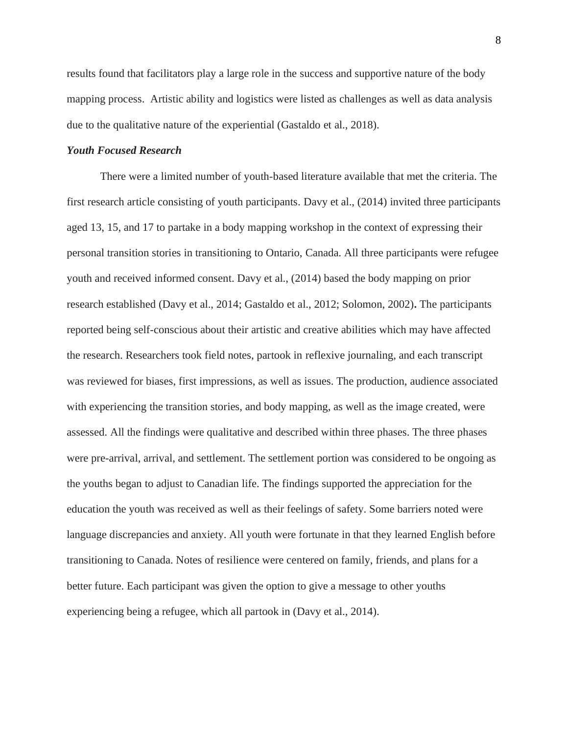results found that facilitators play a large role in the success and supportive nature of the body mapping process. Artistic ability and logistics were listed as challenges as well as data analysis due to the qualitative nature of the experiential (Gastaldo et al., 2018).

### ***Youth Focused Research***

There were a limited number of youth-based literature available that met the criteria. The first research article consisting of youth participants. Davy et al., (2014) invited three participants aged 13, 15, and 17 to partake in a body mapping workshop in the context of expressing their personal transition stories in transitioning to Ontario, Canada. All three participants were refugee youth and received informed consent. Davy et al., (2014) based the body mapping on prior research established (Davy et al., 2014; Gastaldo et al., 2012; Solomon, 2002)**.** The participants reported being self-conscious about their artistic and creative abilities which may have affected the research. Researchers took field notes, partook in reflexive journaling, and each transcript was reviewed for biases, first impressions, as well as issues. The production, audience associated with experiencing the transition stories, and body mapping, as well as the image created, were assessed. All the findings were qualitative and described within three phases. The three phases were pre-arrival, arrival, and settlement. The settlement portion was considered to be ongoing as the youths began to adjust to Canadian life. The findings supported the appreciation for the education the youth was received as well as their feelings of safety. Some barriers noted were language discrepancies and anxiety. All youth were fortunate in that they learned English before transitioning to Canada. Notes of resilience were centered on family, friends, and plans for a better future. Each participant was given the option to give a message to other youths experiencing being a refugee, which all partook in (Davy et al., 2014).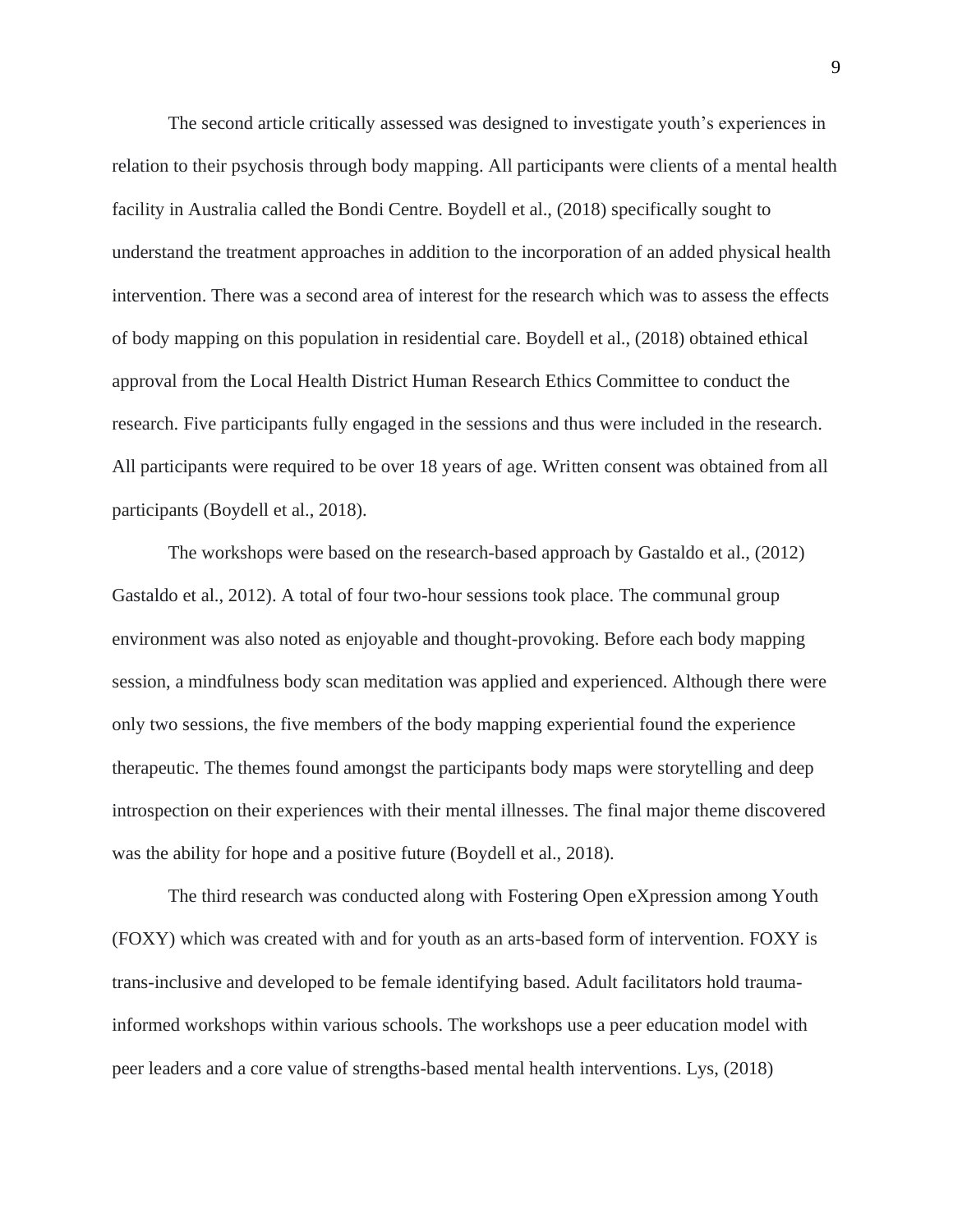The second article critically assessed was designed to investigate youth's experiences in relation to their psychosis through body mapping. All participants were clients of a mental health facility in Australia called the Bondi Centre. Boydell et al., (2018) specifically sought to understand the treatment approaches in addition to the incorporation of an added physical health intervention. There was a second area of interest for the research which was to assess the effects of body mapping on this population in residential care. Boydell et al., (2018) obtained ethical approval from the Local Health District Human Research Ethics Committee to conduct the research. Five participants fully engaged in the sessions and thus were included in the research. All participants were required to be over 18 years of age. Written consent was obtained from all participants (Boydell et al., 2018).

The workshops were based on the research-based approach by Gastaldo et al., (2012) Gastaldo et al., 2012). A total of four two-hour sessions took place. The communal group environment was also noted as enjoyable and thought-provoking. Before each body mapping session, a mindfulness body scan meditation was applied and experienced. Although there were only two sessions, the five members of the body mapping experiential found the experience therapeutic. The themes found amongst the participants body maps were storytelling and deep introspection on their experiences with their mental illnesses. The final major theme discovered was the ability for hope and a positive future (Boydell et al., 2018).

The third research was conducted along with Fostering Open eXpression among Youth (FOXY) which was created with and for youth as an arts-based form of intervention. FOXY is trans-inclusive and developed to be female identifying based. Adult facilitators hold trauma-informed workshops within various schools. The workshops use a peer education model with peer leaders and a core value of strengths-based mental health interventions. Lys, (2018)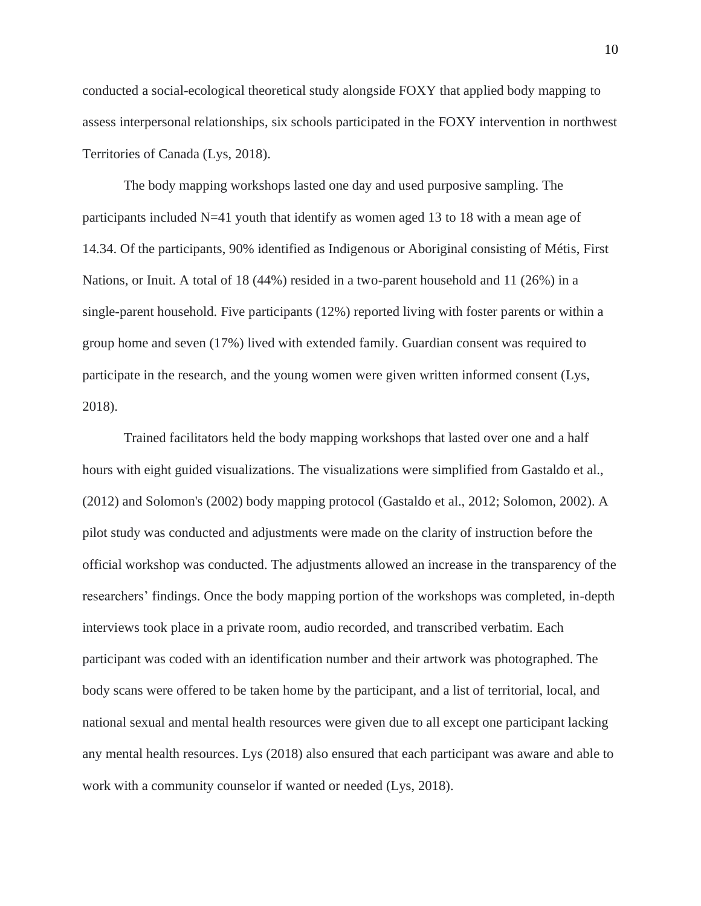conducted a social-ecological theoretical study alongside FOXY that applied body mapping to assess interpersonal relationships, six schools participated in the FOXY intervention in northwest Territories of Canada (Lys, 2018).

The body mapping workshops lasted one day and used purposive sampling. The participants included N=41 youth that identify as women aged 13 to 18 with a mean age of 14.34. Of the participants, 90% identified as Indigenous or Aboriginal consisting of Métis, First Nations, or Inuit. A total of 18 (44%) resided in a two-parent household and 11 (26%) in a single-parent household. Five participants (12%) reported living with foster parents or within a group home and seven (17%) lived with extended family. Guardian consent was required to participate in the research, and the young women were given written informed consent (Lys, 2018).

Trained facilitators held the body mapping workshops that lasted over one and a half hours with eight guided visualizations. The visualizations were simplified from Gastaldo et al., (2012) and Solomon's (2002) body mapping protocol (Gastaldo et al., 2012; Solomon, 2002). A pilot study was conducted and adjustments were made on the clarity of instruction before the official workshop was conducted. The adjustments allowed an increase in the transparency of the researchers' findings. Once the body mapping portion of the workshops was completed, in-depth interviews took place in a private room, audio recorded, and transcribed verbatim. Each participant was coded with an identification number and their artwork was photographed. The body scans were offered to be taken home by the participant, and a list of territorial, local, and national sexual and mental health resources were given due to all except one participant lacking any mental health resources. Lys (2018) also ensured that each participant was aware and able to work with a community counselor if wanted or needed (Lys, 2018).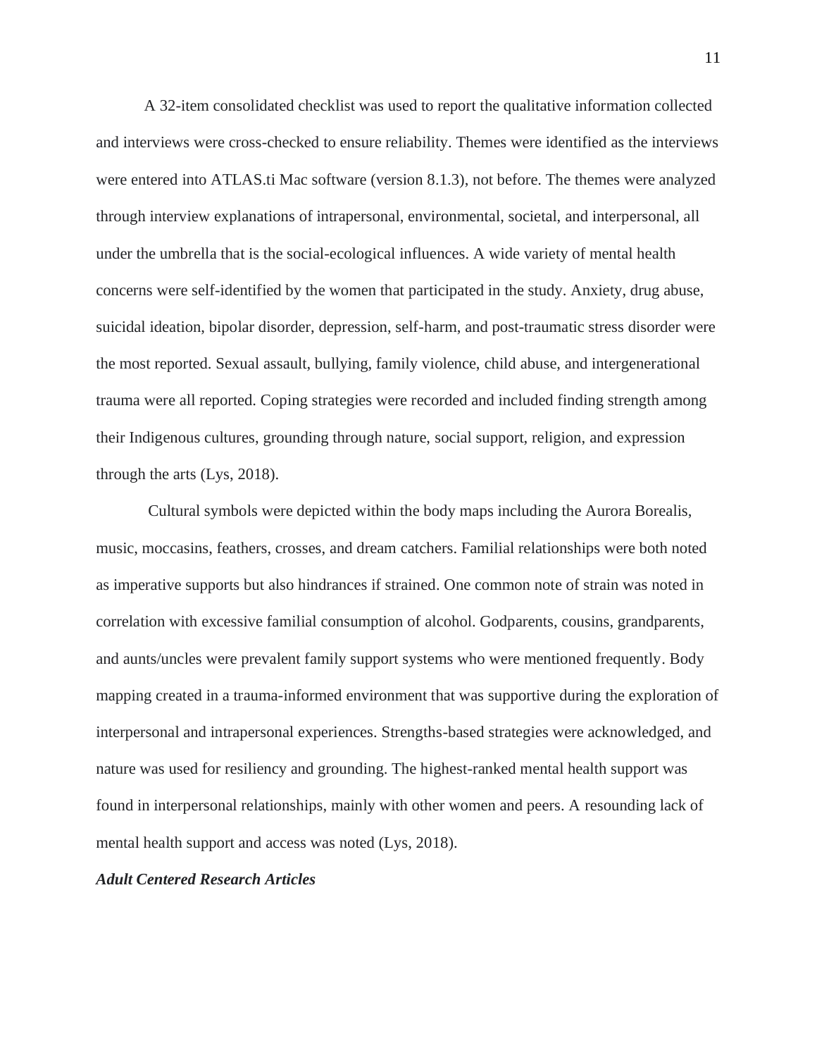A 32-item consolidated checklist was used to report the qualitative information collected and interviews were cross-checked to ensure reliability. Themes were identified as the interviews were entered into ATLAS.ti Mac software (version 8.1.3), not before. The themes were analyzed through interview explanations of intrapersonal, environmental, societal, and interpersonal, all under the umbrella that is the social-ecological influences. A wide variety of mental health concerns were self-identified by the women that participated in the study. Anxiety, drug abuse, suicidal ideation, bipolar disorder, depression, self-harm, and post-traumatic stress disorder were the most reported. Sexual assault, bullying, family violence, child abuse, and intergenerational trauma were all reported. Coping strategies were recorded and included finding strength among their Indigenous cultures, grounding through nature, social support, religion, and expression through the arts (Lys, 2018).

Cultural symbols were depicted within the body maps including the Aurora Borealis, music, moccasins, feathers, crosses, and dream catchers. Familial relationships were both noted as imperative supports but also hindrances if strained. One common note of strain was noted in correlation with excessive familial consumption of alcohol. Godparents, cousins, grandparents, and aunts/uncles were prevalent family support systems who were mentioned frequently. Body mapping created in a trauma-informed environment that was supportive during the exploration of interpersonal and intrapersonal experiences. Strengths-based strategies were acknowledged, and nature was used for resiliency and grounding. The highest-ranked mental health support was found in interpersonal relationships, mainly with other women and peers. A resounding lack of mental health support and access was noted (Lys, 2018).

### *Adult Centered Research Articles*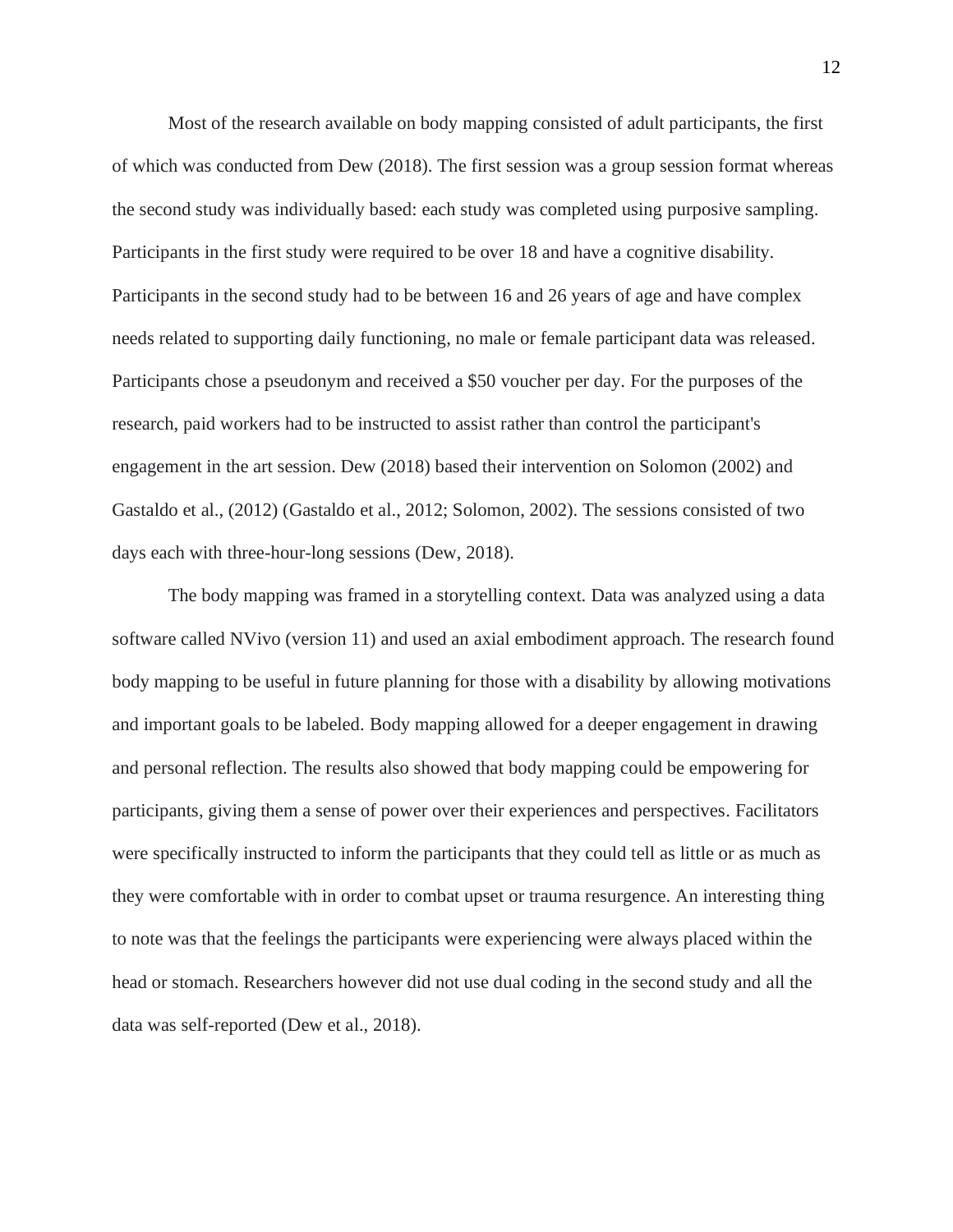Most of the research available on body mapping consisted of adult participants, the first of which was conducted from Dew (2018). The first session was a group session format whereas the second study was individually based: each study was completed using purposive sampling. Participants in the first study were required to be over 18 and have a cognitive disability. Participants in the second study had to be between 16 and 26 years of age and have complex needs related to supporting daily functioning, no male or female participant data was released. Participants chose a pseudonym and received a $50 voucher per day. For the purposes of the research, paid workers had to be instructed to assist rather than control the participant's engagement in the art session. Dew (2018) based their intervention on Solomon (2002) and Gastaldo et al., (2012) (Gastaldo et al., 2012; Solomon, 2002). The sessions consisted of two days each with three-hour-long sessions (Dew, 2018).

The body mapping was framed in a storytelling context. Data was analyzed using a data software called NVivo (version 11) and used an axial embodiment approach. The research found body mapping to be useful in future planning for those with a disability by allowing motivations and important goals to be labeled. Body mapping allowed for a deeper engagement in drawing and personal reflection. The results also showed that body mapping could be empowering for participants, giving them a sense of power over their experiences and perspectives. Facilitators were specifically instructed to inform the participants that they could tell as little or as much as they were comfortable with in order to combat upset or trauma resurgence. An interesting thing to note was that the feelings the participants were experiencing were always placed within the head or stomach. Researchers however did not use dual coding in the second study and all the data was self-reported (Dew et al., 2018).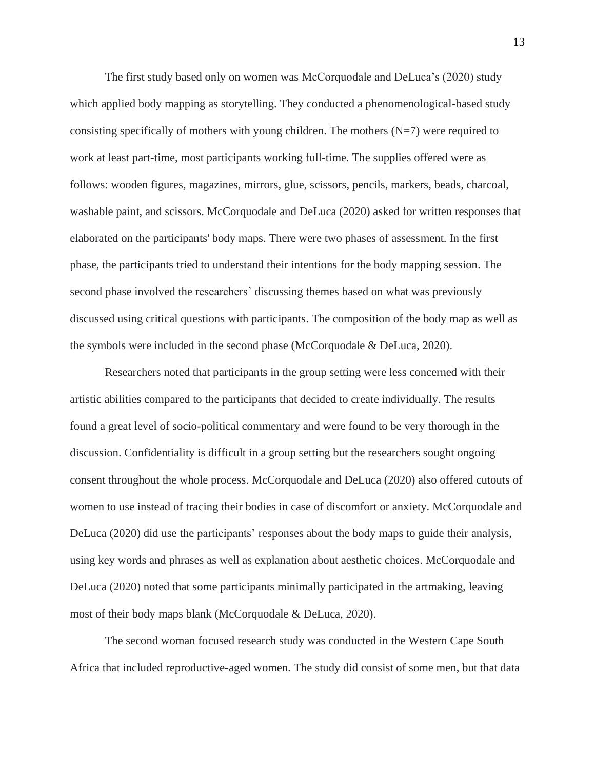The first study based only on women was McCorquodale and DeLuca's (2020) study which applied body mapping as storytelling. They conducted a phenomenological-based study consisting specifically of mothers with young children. The mothers (N=7) were required to work at least part-time, most participants working full-time. The supplies offered were as follows: wooden figures, magazines, mirrors, glue, scissors, pencils, markers, beads, charcoal, washable paint, and scissors. McCorquodale and DeLuca (2020) asked for written responses that elaborated on the participants' body maps. There were two phases of assessment. In the first phase, the participants tried to understand their intentions for the body mapping session. The second phase involved the researchers' discussing themes based on what was previously discussed using critical questions with participants. The composition of the body map as well as the symbols were included in the second phase (McCorquodale & DeLuca, 2020).

Researchers noted that participants in the group setting were less concerned with their artistic abilities compared to the participants that decided to create individually. The results found a great level of socio-political commentary and were found to be very thorough in the discussion. Confidentiality is difficult in a group setting but the researchers sought ongoing consent throughout the whole process. McCorquodale and DeLuca (2020) also offered cutouts of women to use instead of tracing their bodies in case of discomfort or anxiety. McCorquodale and DeLuca (2020) did use the participants' responses about the body maps to guide their analysis, using key words and phrases as well as explanation about aesthetic choices. McCorquodale and DeLuca (2020) noted that some participants minimally participated in the artmaking, leaving most of their body maps blank (McCorquodale & DeLuca, 2020).

The second woman focused research study was conducted in the Western Cape South Africa that included reproductive-aged women. The study did consist of some men, but that data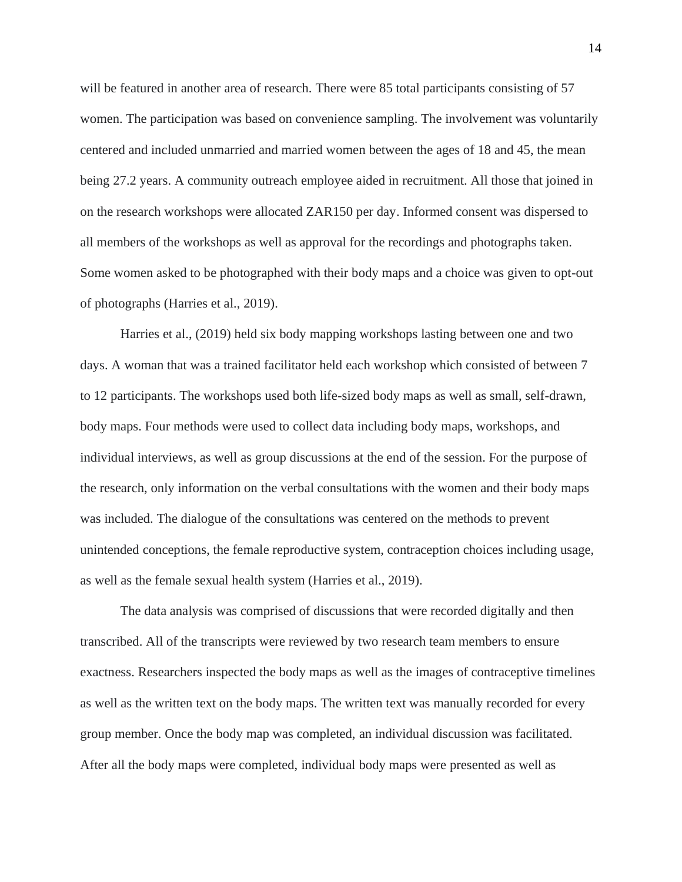will be featured in another area of research. There were 85 total participants consisting of 57 women. The participation was based on convenience sampling. The involvement was voluntarily centered and included unmarried and married women between the ages of 18 and 45, the mean being 27.2 years. A community outreach employee aided in recruitment. All those that joined in on the research workshops were allocated ZAR150 per day. Informed consent was dispersed to all members of the workshops as well as approval for the recordings and photographs taken. Some women asked to be photographed with their body maps and a choice was given to opt-out of photographs (Harries et al., 2019).

Harries et al., (2019) held six body mapping workshops lasting between one and two days. A woman that was a trained facilitator held each workshop which consisted of between 7 to 12 participants. The workshops used both life-sized body maps as well as small, self-drawn, body maps. Four methods were used to collect data including body maps, workshops, and individual interviews, as well as group discussions at the end of the session. For the purpose of the research, only information on the verbal consultations with the women and their body maps was included. The dialogue of the consultations was centered on the methods to prevent unintended conceptions, the female reproductive system, contraception choices including usage, as well as the female sexual health system (Harries et al., 2019).

The data analysis was comprised of discussions that were recorded digitally and then transcribed. All of the transcripts were reviewed by two research team members to ensure exactness. Researchers inspected the body maps as well as the images of contraceptive timelines as well as the written text on the body maps. The written text was manually recorded for every group member. Once the body map was completed, an individual discussion was facilitated. After all the body maps were completed, individual body maps were presented as well as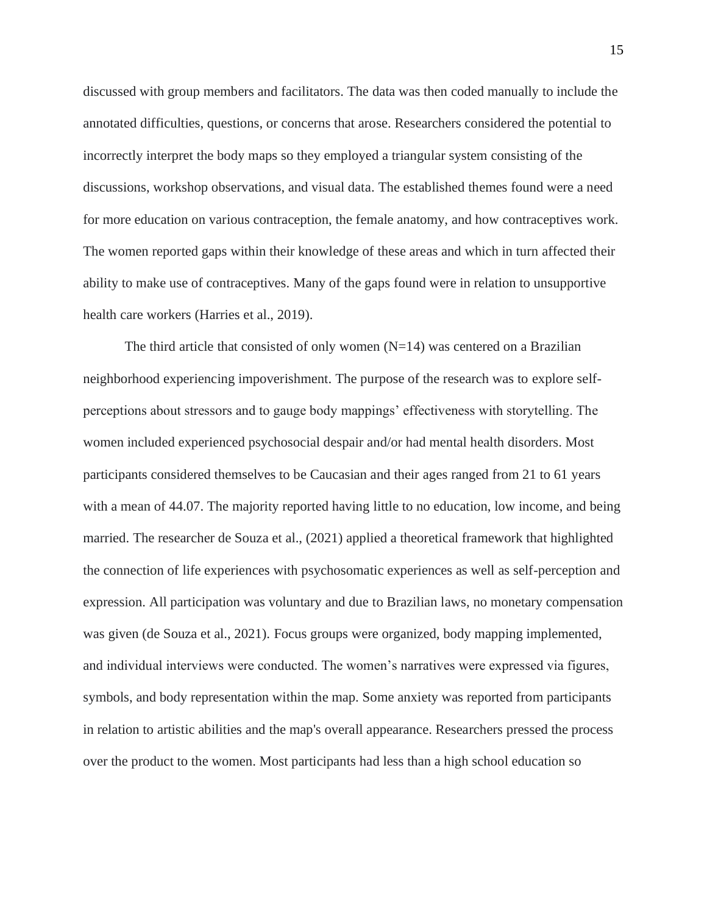discussed with group members and facilitators. The data was then coded manually to include the annotated difficulties, questions, or concerns that arose. Researchers considered the potential to incorrectly interpret the body maps so they employed a triangular system consisting of the discussions, workshop observations, and visual data. The established themes found were a need for more education on various contraception, the female anatomy, and how contraceptives work. The women reported gaps within their knowledge of these areas and which in turn affected their ability to make use of contraceptives. Many of the gaps found were in relation to unsupportive health care workers (Harries et al., 2019).

The third article that consisted of only women (N=14) was centered on a Brazilian neighborhood experiencing impoverishment. The purpose of the research was to explore self-perceptions about stressors and to gauge body mappings' effectiveness with storytelling. The women included experienced psychosocial despair and/or had mental health disorders. Most participants considered themselves to be Caucasian and their ages ranged from 21 to 61 years with a mean of 44.07. The majority reported having little to no education, low income, and being married. The researcher de Souza et al., (2021) applied a theoretical framework that highlighted the connection of life experiences with psychosomatic experiences as well as self-perception and expression. All participation was voluntary and due to Brazilian laws, no monetary compensation was given (de Souza et al., 2021). Focus groups were organized, body mapping implemented, and individual interviews were conducted. The women's narratives were expressed via figures, symbols, and body representation within the map. Some anxiety was reported from participants in relation to artistic abilities and the map's overall appearance. Researchers pressed the process over the product to the women. Most participants had less than a high school education so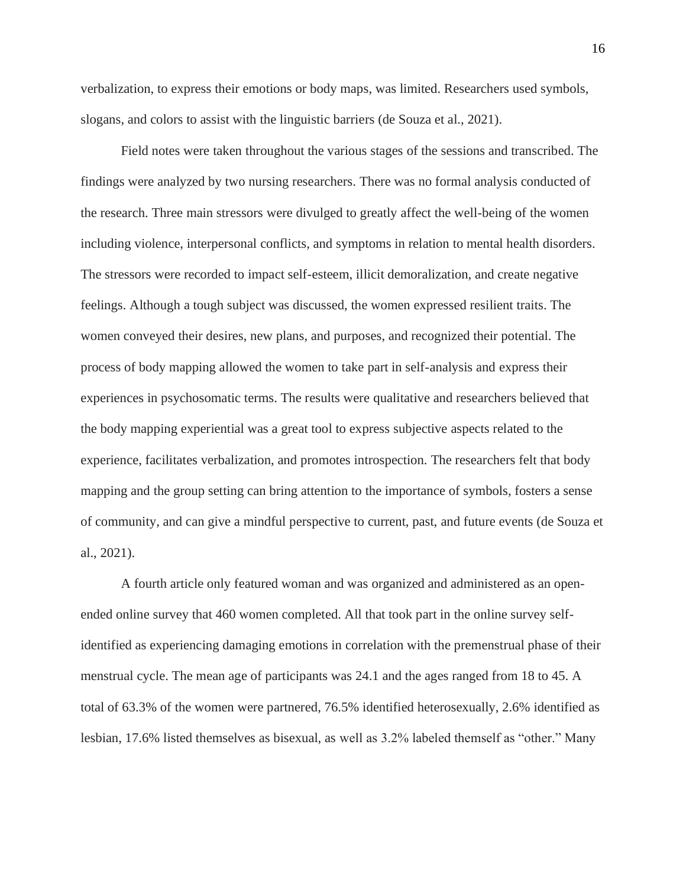verbalization, to express their emotions or body maps, was limited. Researchers used symbols, slogans, and colors to assist with the linguistic barriers (de Souza et al., 2021).

Field notes were taken throughout the various stages of the sessions and transcribed. The findings were analyzed by two nursing researchers. There was no formal analysis conducted of the research. Three main stressors were divulged to greatly affect the well-being of the women including violence, interpersonal conflicts, and symptoms in relation to mental health disorders. The stressors were recorded to impact self-esteem, illicit demoralization, and create negative feelings. Although a tough subject was discussed, the women expressed resilient traits. The women conveyed their desires, new plans, and purposes, and recognized their potential. The process of body mapping allowed the women to take part in self-analysis and express their experiences in psychosomatic terms. The results were qualitative and researchers believed that the body mapping experiential was a great tool to express subjective aspects related to the experience, facilitates verbalization, and promotes introspection. The researchers felt that body mapping and the group setting can bring attention to the importance of symbols, fosters a sense of community, and can give a mindful perspective to current, past, and future events (de Souza et al., 2021).

A fourth article only featured woman and was organized and administered as an open-ended online survey that 460 women completed. All that took part in the online survey self-identified as experiencing damaging emotions in correlation with the premenstrual phase of their menstrual cycle. The mean age of participants was 24.1 and the ages ranged from 18 to 45. A total of 63.3% of the women were partnered, 76.5% identified heterosexually, 2.6% identified as lesbian, 17.6% listed themselves as bisexual, as well as 3.2% labeled themself as "other." Many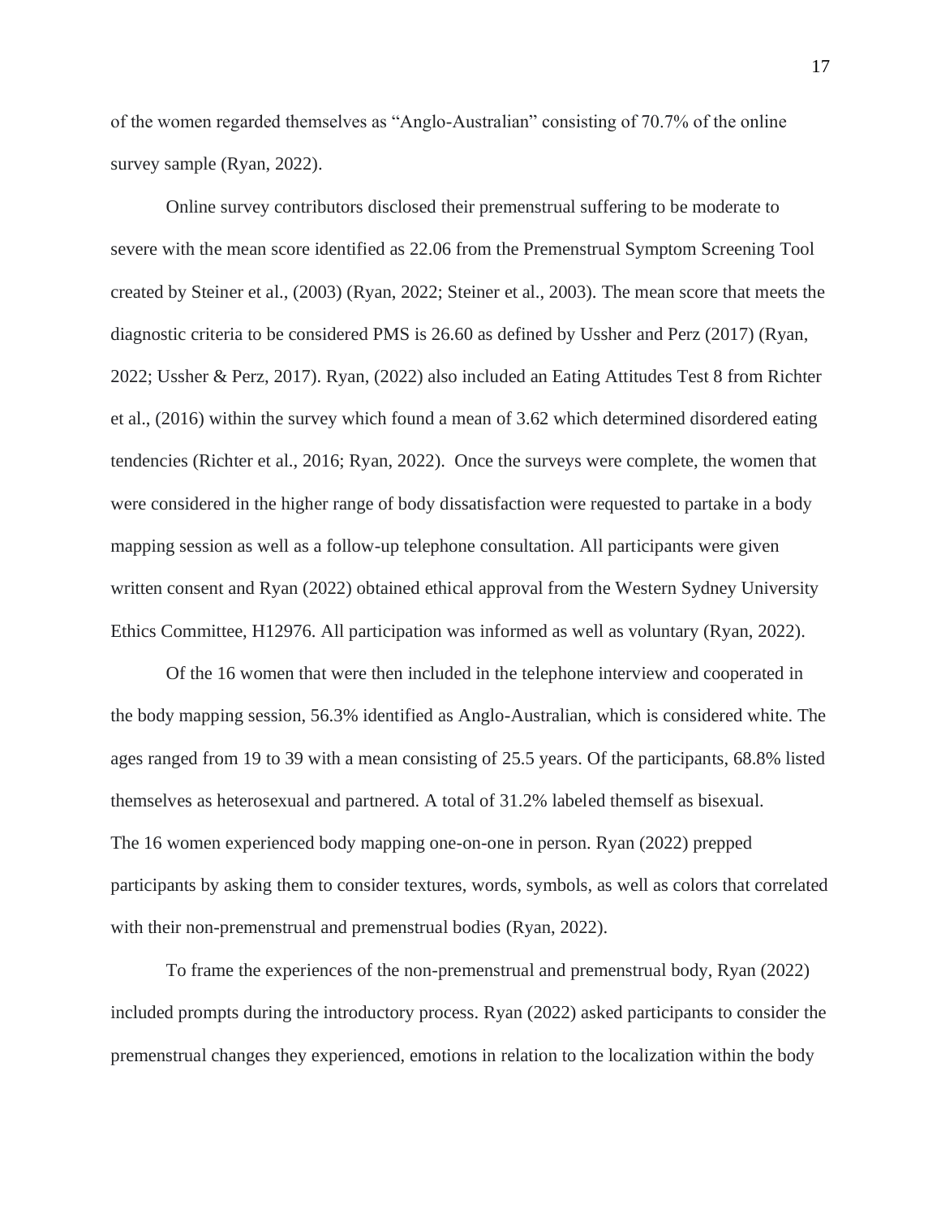of the women regarded themselves as "Anglo-Australian" consisting of 70.7% of the online survey sample (Ryan, 2022).

Online survey contributors disclosed their premenstrual suffering to be moderate to severe with the mean score identified as 22.06 from the Premenstrual Symptom Screening Tool created by Steiner et al., (2003) (Ryan, 2022; Steiner et al., 2003). The mean score that meets the diagnostic criteria to be considered PMS is 26.60 as defined by Ussher and Perz (2017) (Ryan, 2022; Ussher & Perz, 2017). Ryan, (2022) also included an Eating Attitudes Test 8 from Richter et al., (2016) within the survey which found a mean of 3.62 which determined disordered eating tendencies (Richter et al., 2016; Ryan, 2022). Once the surveys were complete, the women that were considered in the higher range of body dissatisfaction were requested to partake in a body mapping session as well as a follow-up telephone consultation. All participants were given written consent and Ryan (2022) obtained ethical approval from the Western Sydney University Ethics Committee, H12976. All participation was informed as well as voluntary (Ryan, 2022).

Of the 16 women that were then included in the telephone interview and cooperated in the body mapping session, 56.3% identified as Anglo-Australian, which is considered white. The ages ranged from 19 to 39 with a mean consisting of 25.5 years. Of the participants, 68.8% listed themselves as heterosexual and partnered. A total of 31.2% labeled themself as bisexual. The 16 women experienced body mapping one-on-one in person. Ryan (2022) prepped participants by asking them to consider textures, words, symbols, as well as colors that correlated with their non-premenstrual and premenstrual bodies (Ryan, 2022).

To frame the experiences of the non-premenstrual and premenstrual body, Ryan (2022) included prompts during the introductory process. Ryan (2022) asked participants to consider the premenstrual changes they experienced, emotions in relation to the localization within the body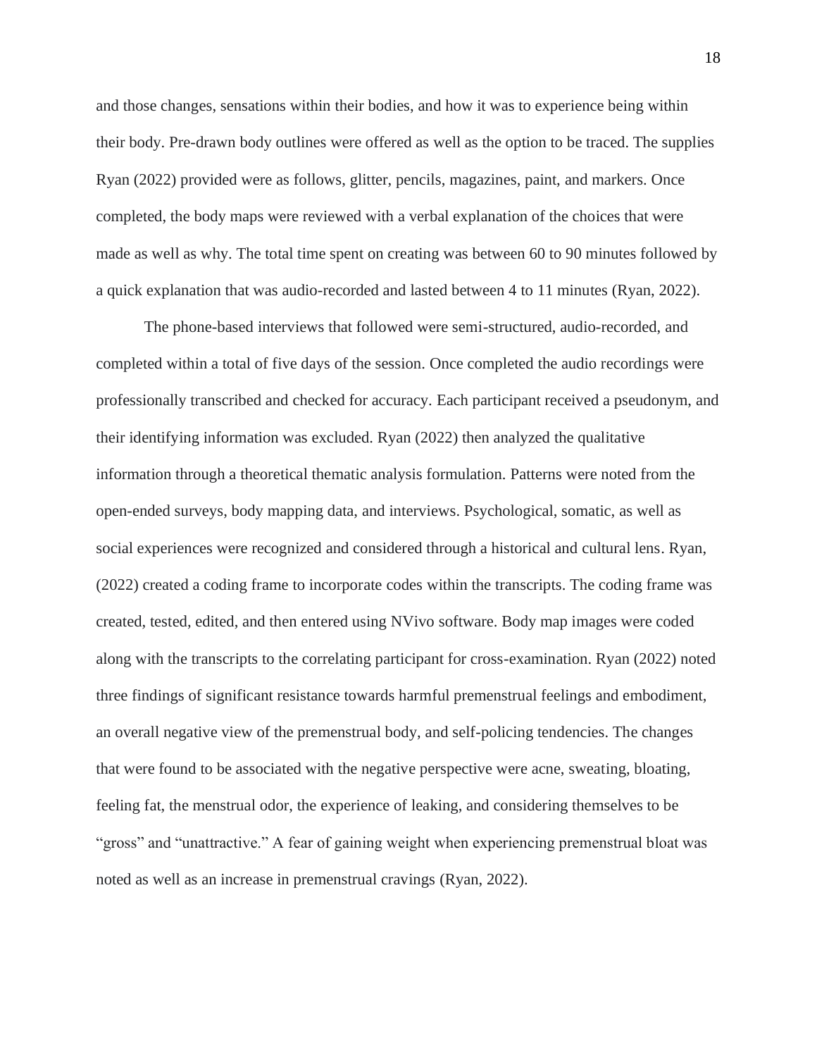and those changes, sensations within their bodies, and how it was to experience being within their body. Pre-drawn body outlines were offered as well as the option to be traced. The supplies Ryan (2022) provided were as follows, glitter, pencils, magazines, paint, and markers. Once completed, the body maps were reviewed with a verbal explanation of the choices that were made as well as why. The total time spent on creating was between 60 to 90 minutes followed by a quick explanation that was audio-recorded and lasted between 4 to 11 minutes (Ryan, 2022).

The phone-based interviews that followed were semi-structured, audio-recorded, and completed within a total of five days of the session. Once completed the audio recordings were professionally transcribed and checked for accuracy. Each participant received a pseudonym, and their identifying information was excluded. Ryan (2022) then analyzed the qualitative information through a theoretical thematic analysis formulation. Patterns were noted from the open-ended surveys, body mapping data, and interviews. Psychological, somatic, as well as social experiences were recognized and considered through a historical and cultural lens. Ryan, (2022) created a coding frame to incorporate codes within the transcripts. The coding frame was created, tested, edited, and then entered using NVivo software. Body map images were coded along with the transcripts to the correlating participant for cross-examination. Ryan (2022) noted three findings of significant resistance towards harmful premenstrual feelings and embodiment, an overall negative view of the premenstrual body, and self-policing tendencies. The changes that were found to be associated with the negative perspective were acne, sweating, bloating, feeling fat, the menstrual odor, the experience of leaking, and considering themselves to be "gross" and "unattractive." A fear of gaining weight when experiencing premenstrual bloat was noted as well as an increase in premenstrual cravings (Ryan, 2022).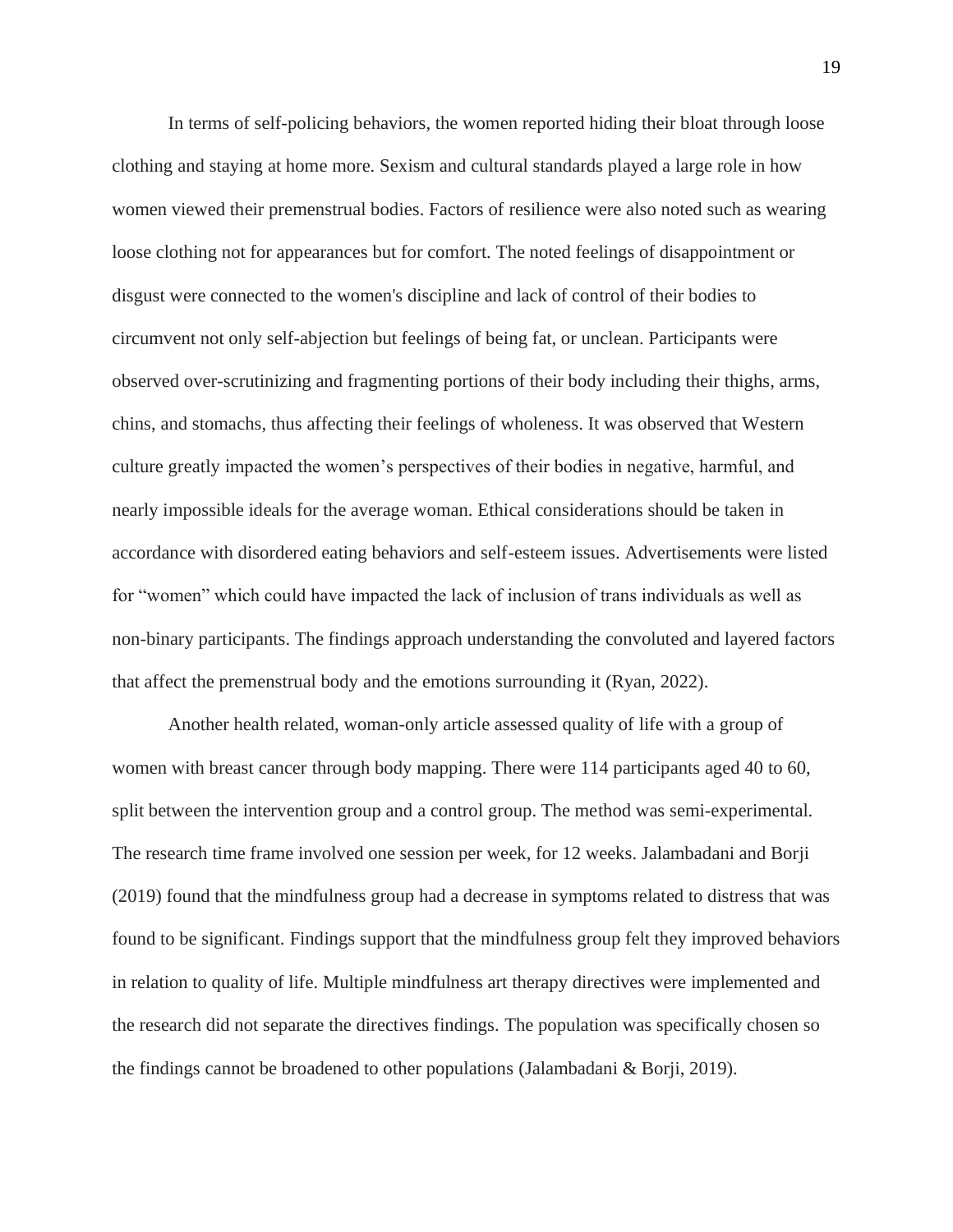In terms of self-policing behaviors, the women reported hiding their bloat through loose clothing and staying at home more. Sexism and cultural standards played a large role in how women viewed their premenstrual bodies. Factors of resilience were also noted such as wearing loose clothing not for appearances but for comfort. The noted feelings of disappointment or disgust were connected to the women's discipline and lack of control of their bodies to circumvent not only self-abjection but feelings of being fat, or unclean. Participants were observed over-scrutinizing and fragmenting portions of their body including their thighs, arms, chins, and stomachs, thus affecting their feelings of wholeness. It was observed that Western culture greatly impacted the women's perspectives of their bodies in negative, harmful, and nearly impossible ideals for the average woman. Ethical considerations should be taken in accordance with disordered eating behaviors and self-esteem issues. Advertisements were listed for "women" which could have impacted the lack of inclusion of trans individuals as well as non-binary participants. The findings approach understanding the convoluted and layered factors that affect the premenstrual body and the emotions surrounding it (Ryan, 2022).

Another health related, woman-only article assessed quality of life with a group of women with breast cancer through body mapping. There were 114 participants aged 40 to 60, split between the intervention group and a control group. The method was semi-experimental. The research time frame involved one session per week, for 12 weeks. Jalambadani and Borji (2019) found that the mindfulness group had a decrease in symptoms related to distress that was found to be significant. Findings support that the mindfulness group felt they improved behaviors in relation to quality of life. Multiple mindfulness art therapy directives were implemented and the research did not separate the directives findings. The population was specifically chosen so the findings cannot be broadened to other populations (Jalambadani & Borji, 2019).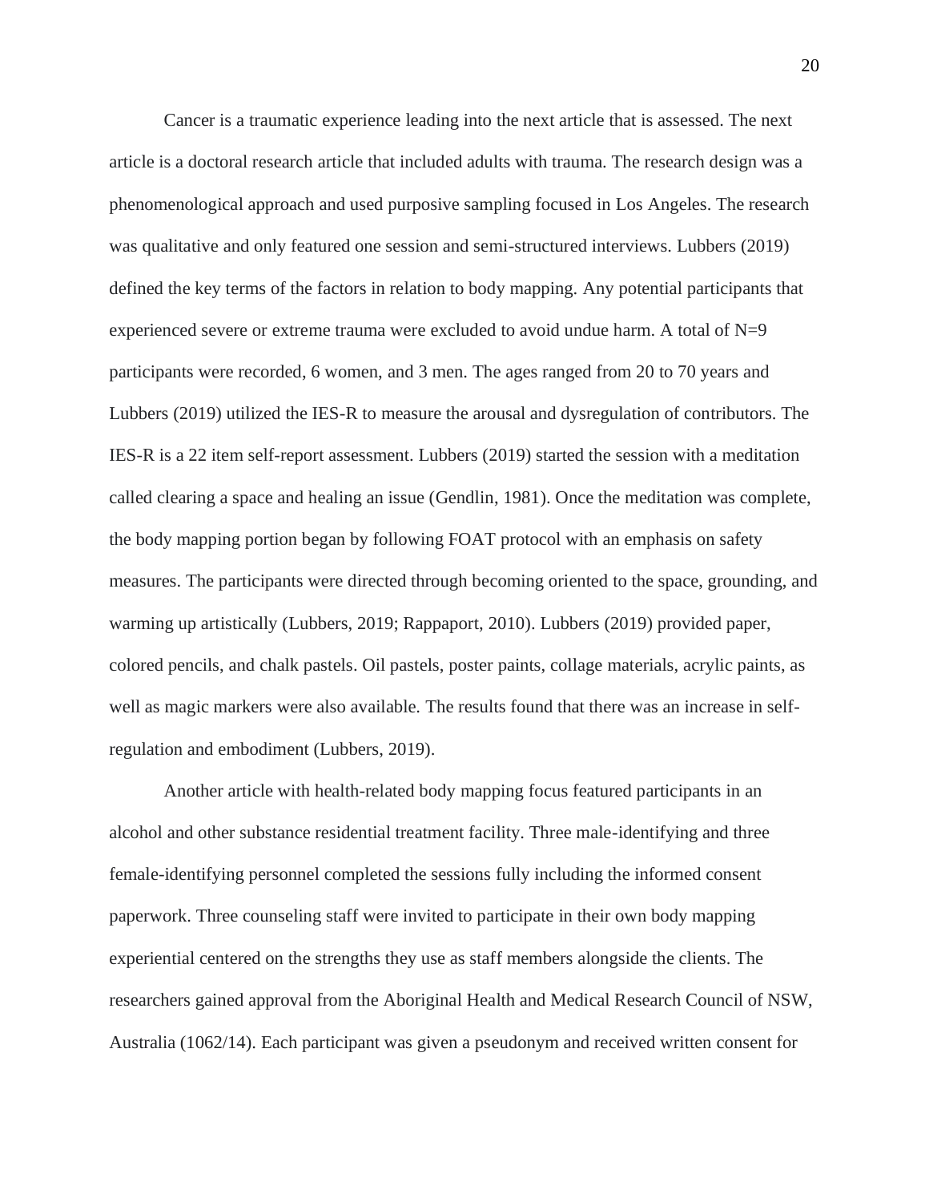Cancer is a traumatic experience leading into the next article that is assessed. The next article is a doctoral research article that included adults with trauma. The research design was a phenomenological approach and used purposive sampling focused in Los Angeles. The research was qualitative and only featured one session and semi-structured interviews. Lubbers (2019) defined the key terms of the factors in relation to body mapping. Any potential participants that experienced severe or extreme trauma were excluded to avoid undue harm. A total of N=9 participants were recorded, 6 women, and 3 men. The ages ranged from 20 to 70 years and Lubbers (2019) utilized the IES-R to measure the arousal and dysregulation of contributors. The IES-R is a 22 item self-report assessment. Lubbers (2019) started the session with a meditation called clearing a space and healing an issue (Gendlin, 1981). Once the meditation was complete, the body mapping portion began by following FOAT protocol with an emphasis on safety measures. The participants were directed through becoming oriented to the space, grounding, and warming up artistically (Lubbers, 2019; Rappaport, 2010). Lubbers (2019) provided paper, colored pencils, and chalk pastels. Oil pastels, poster paints, collage materials, acrylic paints, as well as magic markers were also available. The results found that there was an increase in self-regulation and embodiment (Lubbers, 2019).

Another article with health-related body mapping focus featured participants in an alcohol and other substance residential treatment facility. Three male-identifying and three female-identifying personnel completed the sessions fully including the informed consent paperwork. Three counseling staff were invited to participate in their own body mapping experiential centered on the strengths they use as staff members alongside the clients. The researchers gained approval from the Aboriginal Health and Medical Research Council of NSW, Australia (1062/14). Each participant was given a pseudonym and received written consent for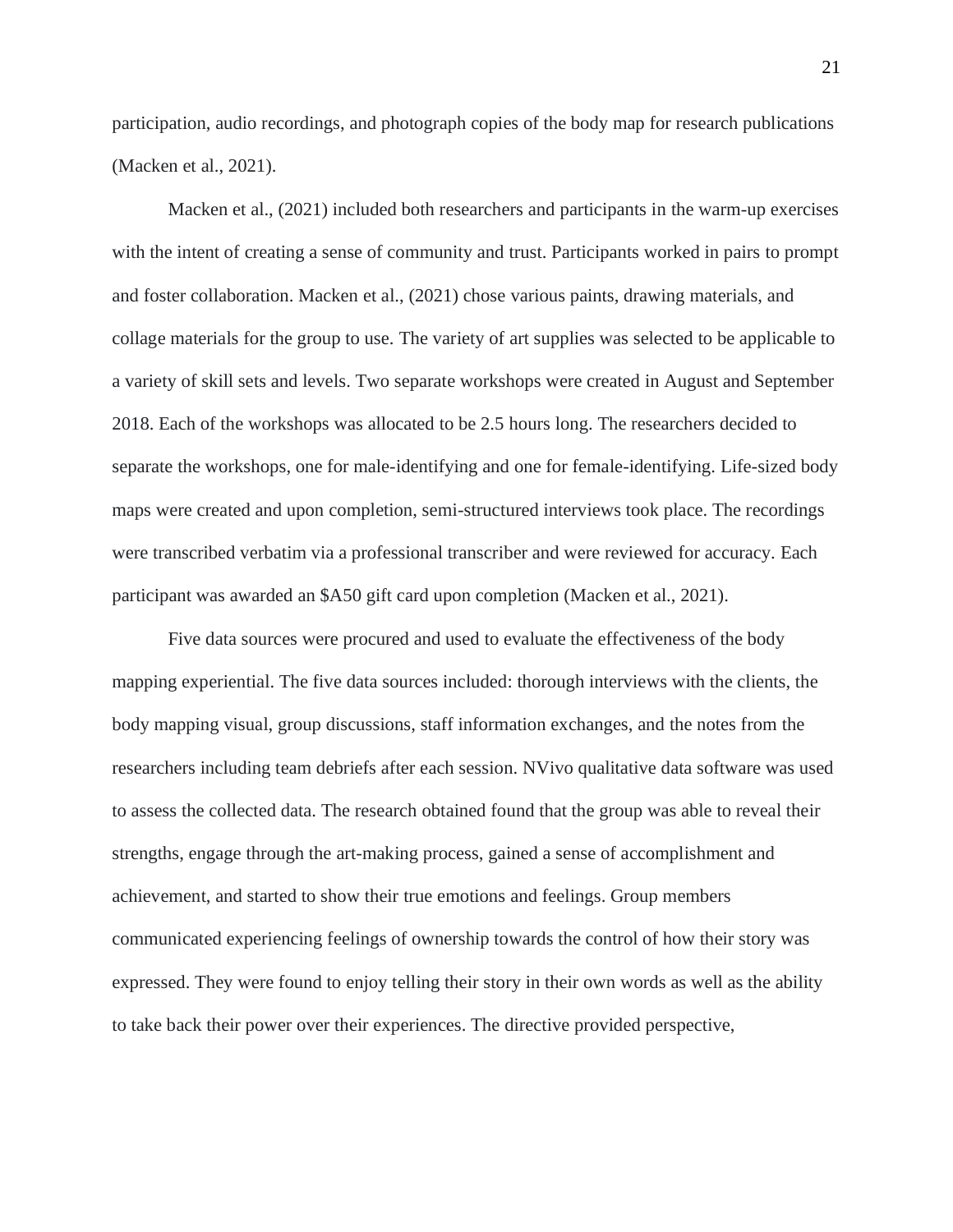participation, audio recordings, and photograph copies of the body map for research publications (Macken et al., 2021).

Macken et al., (2021) included both researchers and participants in the warm-up exercises with the intent of creating a sense of community and trust. Participants worked in pairs to prompt and foster collaboration. Macken et al., (2021) chose various paints, drawing materials, and collage materials for the group to use. The variety of art supplies was selected to be applicable to a variety of skill sets and levels. Two separate workshops were created in August and September 2018. Each of the workshops was allocated to be 2.5 hours long. The researchers decided to separate the workshops, one for male-identifying and one for female-identifying. Life-sized body maps were created and upon completion, semi-structured interviews took place. The recordings were transcribed verbatim via a professional transcriber and were reviewed for accuracy. Each participant was awarded an $A50 gift card upon completion (Macken et al., 2021).

Five data sources were procured and used to evaluate the effectiveness of the body mapping experiential. The five data sources included: thorough interviews with the clients, the body mapping visual, group discussions, staff information exchanges, and the notes from the researchers including team debriefs after each session. NVivo qualitative data software was used to assess the collected data. The research obtained found that the group was able to reveal their strengths, engage through the art-making process, gained a sense of accomplishment and achievement, and started to show their true emotions and feelings. Group members communicated experiencing feelings of ownership towards the control of how their story was expressed. They were found to enjoy telling their story in their own words as well as the ability to take back their power over their experiences. The directive provided perspective,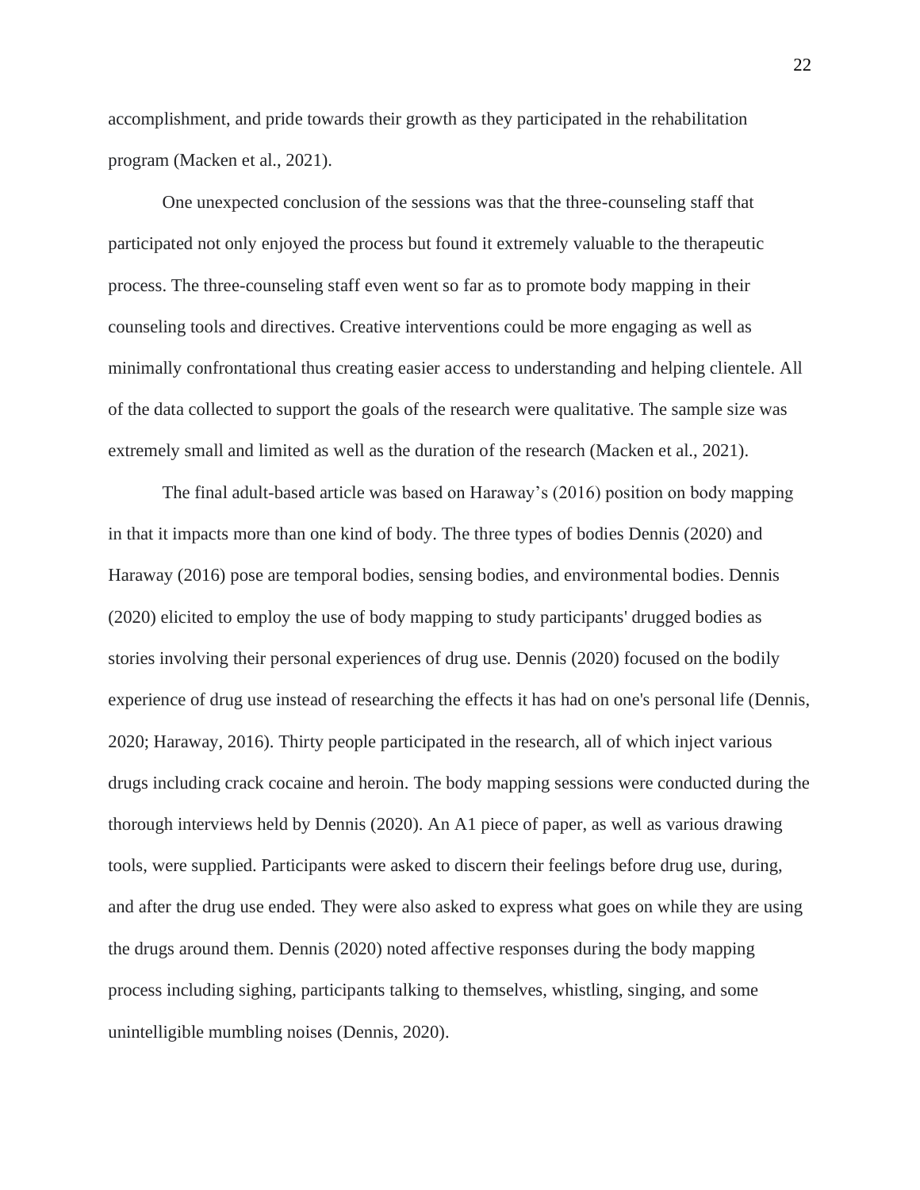accomplishment, and pride towards their growth as they participated in the rehabilitation program (Macken et al., 2021).

One unexpected conclusion of the sessions was that the three-counseling staff that participated not only enjoyed the process but found it extremely valuable to the therapeutic process. The three-counseling staff even went so far as to promote body mapping in their counseling tools and directives. Creative interventions could be more engaging as well as minimally confrontational thus creating easier access to understanding and helping clientele. All of the data collected to support the goals of the research were qualitative. The sample size was extremely small and limited as well as the duration of the research (Macken et al., 2021).

The final adult-based article was based on Haraway's (2016) position on body mapping in that it impacts more than one kind of body. The three types of bodies Dennis (2020) and Haraway (2016) pose are temporal bodies, sensing bodies, and environmental bodies. Dennis (2020) elicited to employ the use of body mapping to study participants' drugged bodies as stories involving their personal experiences of drug use. Dennis (2020) focused on the bodily experience of drug use instead of researching the effects it has had on one's personal life (Dennis, 2020; Haraway, 2016). Thirty people participated in the research, all of which inject various drugs including crack cocaine and heroin. The body mapping sessions were conducted during the thorough interviews held by Dennis (2020). An A1 piece of paper, as well as various drawing tools, were supplied. Participants were asked to discern their feelings before drug use, during, and after the drug use ended. They were also asked to express what goes on while they are using the drugs around them. Dennis (2020) noted affective responses during the body mapping process including sighing, participants talking to themselves, whistling, singing, and some unintelligible mumbling noises (Dennis, 2020).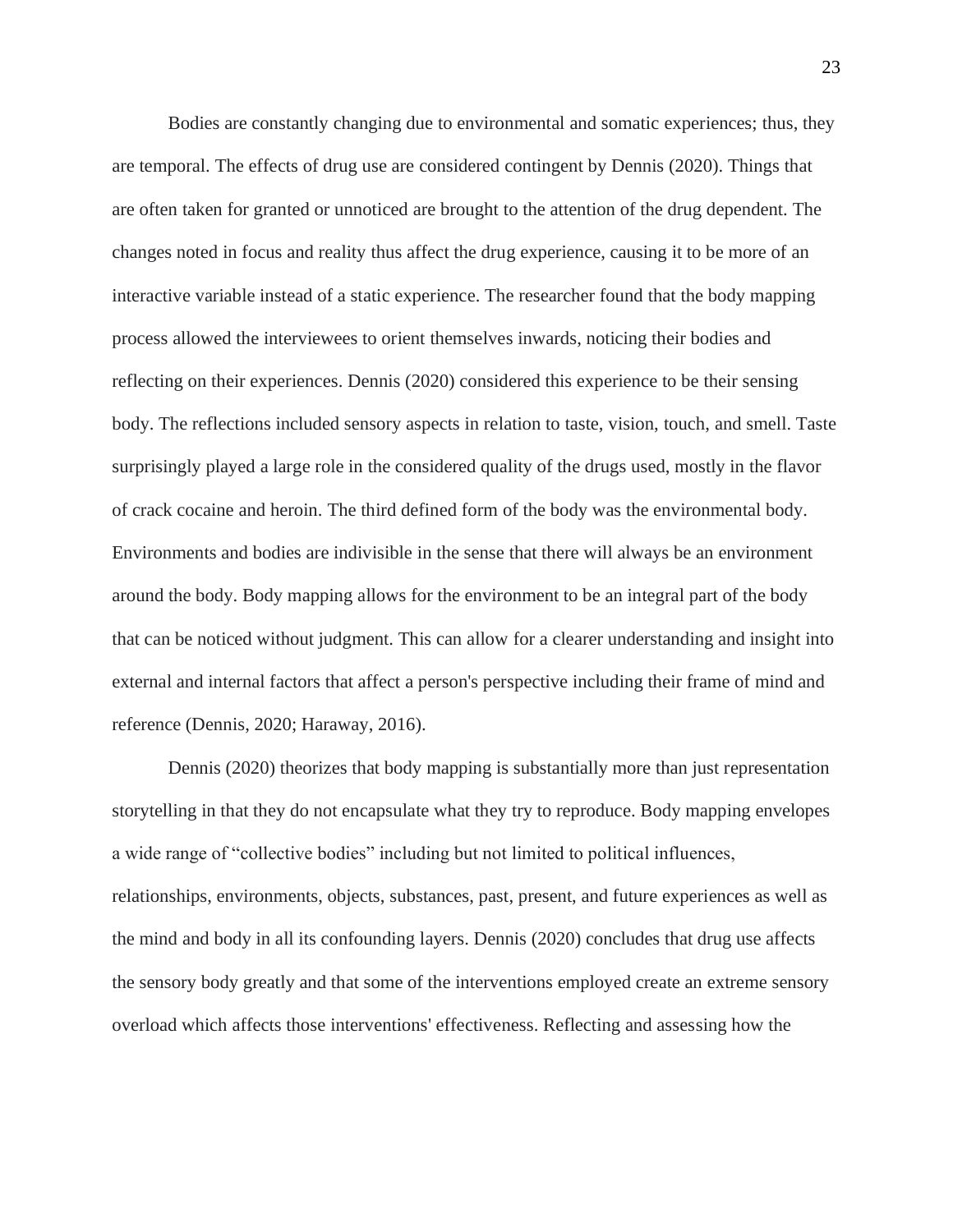Bodies are constantly changing due to environmental and somatic experiences; thus, they are temporal. The effects of drug use are considered contingent by Dennis (2020). Things that are often taken for granted or unnoticed are brought to the attention of the drug dependent. The changes noted in focus and reality thus affect the drug experience, causing it to be more of an interactive variable instead of a static experience. The researcher found that the body mapping process allowed the interviewees to orient themselves inwards, noticing their bodies and reflecting on their experiences. Dennis (2020) considered this experience to be their sensing body. The reflections included sensory aspects in relation to taste, vision, touch, and smell. Taste surprisingly played a large role in the considered quality of the drugs used, mostly in the flavor of crack cocaine and heroin. The third defined form of the body was the environmental body. Environments and bodies are indivisible in the sense that there will always be an environment around the body. Body mapping allows for the environment to be an integral part of the body that can be noticed without judgment. This can allow for a clearer understanding and insight into external and internal factors that affect a person's perspective including their frame of mind and reference (Dennis, 2020; Haraway, 2016).

Dennis (2020) theorizes that body mapping is substantially more than just representation storytelling in that they do not encapsulate what they try to reproduce. Body mapping envelopes a wide range of "collective bodies" including but not limited to political influences, relationships, environments, objects, substances, past, present, and future experiences as well as the mind and body in all its confounding layers. Dennis (2020) concludes that drug use affects the sensory body greatly and that some of the interventions employed create an extreme sensory overload which affects those interventions' effectiveness. Reflecting and assessing how the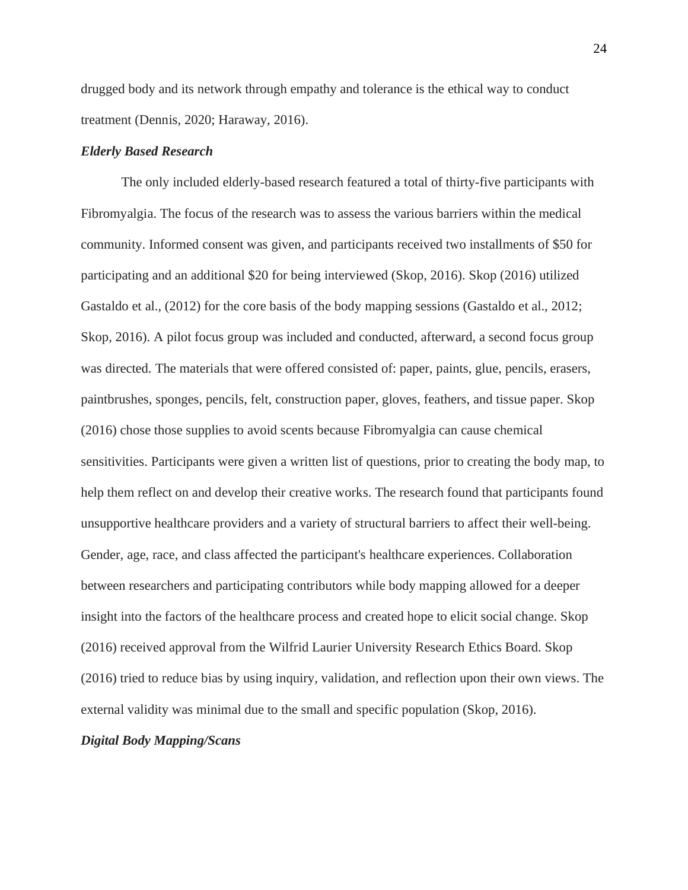drugged body and its network through empathy and tolerance is the ethical way to conduct treatment (Dennis, 2020; Haraway, 2016).

### *Elderly Based Research*

The only included elderly-based research featured a total of thirty-five participants with Fibromyalgia. The focus of the research was to assess the various barriers within the medical community. Informed consent was given, and participants received two installments of $50 for participating and an additional $20 for being interviewed (Skop, 2016). Skop (2016) utilized Gastaldo et al., (2012) for the core basis of the body mapping sessions (Gastaldo et al., 2012; Skop, 2016). A pilot focus group was included and conducted, afterward, a second focus group was directed. The materials that were offered consisted of: paper, paints, glue, pencils, erasers, paintbrushes, sponges, pencils, felt, construction paper, gloves, feathers, and tissue paper. Skop (2016) chose those supplies to avoid scents because Fibromyalgia can cause chemical sensitivities. Participants were given a written list of questions, prior to creating the body map, to help them reflect on and develop their creative works. The research found that participants found unsupportive healthcare providers and a variety of structural barriers to affect their well-being. Gender, age, race, and class affected the participant's healthcare experiences. Collaboration between researchers and participating contributors while body mapping allowed for a deeper insight into the factors of the healthcare process and created hope to elicit social change. Skop (2016) received approval from the Wilfrid Laurier University Research Ethics Board. Skop (2016) tried to reduce bias by using inquiry, validation, and reflection upon their own views. The external validity was minimal due to the small and specific population (Skop, 2016).

### *Digital Body Mapping/Scans*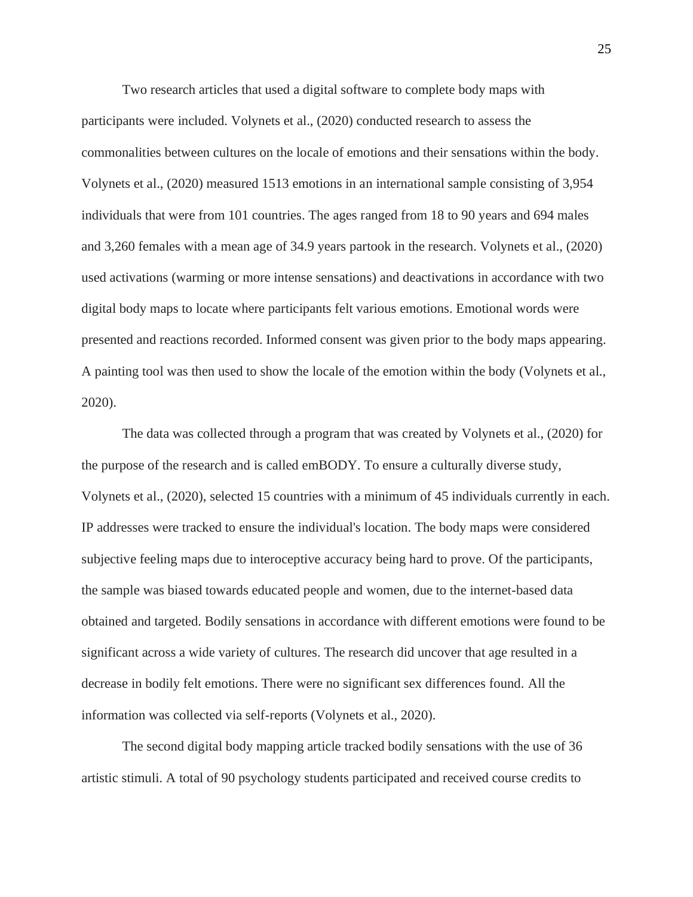Two research articles that used a digital software to complete body maps with participants were included. Volynets et al., (2020) conducted research to assess the commonalities between cultures on the locale of emotions and their sensations within the body. Volynets et al., (2020) measured 1513 emotions in an international sample consisting of 3,954 individuals that were from 101 countries. The ages ranged from 18 to 90 years and 694 males and 3,260 females with a mean age of 34.9 years partook in the research. Volynets et al., (2020) used activations (warming or more intense sensations) and deactivations in accordance with two digital body maps to locate where participants felt various emotions. Emotional words were presented and reactions recorded. Informed consent was given prior to the body maps appearing. A painting tool was then used to show the locale of the emotion within the body (Volynets et al., 2020).

The data was collected through a program that was created by Volynets et al., (2020) for the purpose of the research and is called emBODY. To ensure a culturally diverse study, Volynets et al., (2020), selected 15 countries with a minimum of 45 individuals currently in each. IP addresses were tracked to ensure the individual's location. The body maps were considered subjective feeling maps due to interoceptive accuracy being hard to prove. Of the participants, the sample was biased towards educated people and women, due to the internet-based data obtained and targeted. Bodily sensations in accordance with different emotions were found to be significant across a wide variety of cultures. The research did uncover that age resulted in a decrease in bodily felt emotions. There were no significant sex differences found. All the information was collected via self-reports (Volynets et al., 2020).

The second digital body mapping article tracked bodily sensations with the use of 36 artistic stimuli. A total of 90 psychology students participated and received course credits to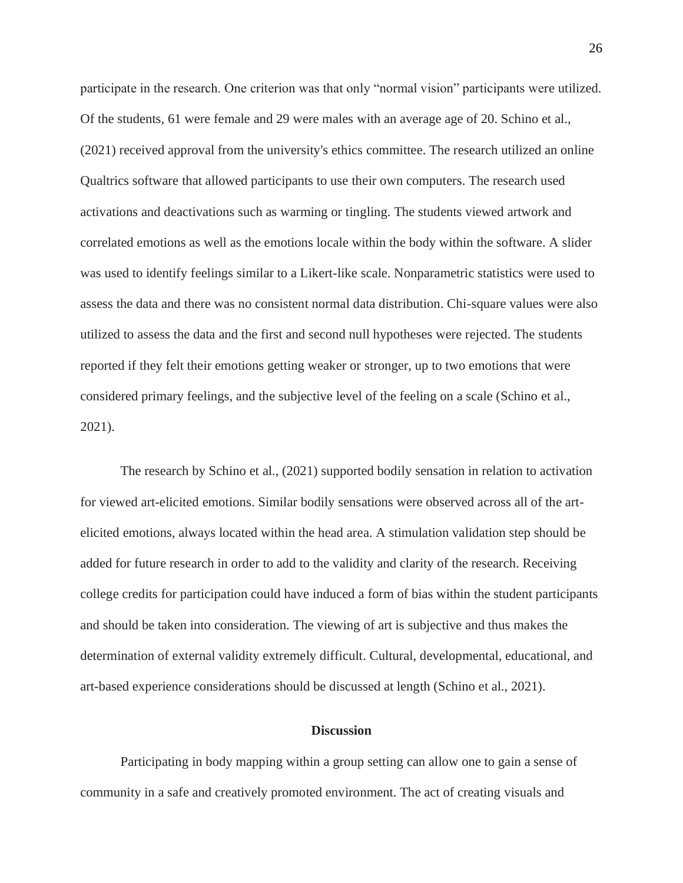participate in the research. One criterion was that only "normal vision" participants were utilized. Of the students, 61 were female and 29 were males with an average age of 20. Schino et al., (2021) received approval from the university's ethics committee. The research utilized an online Qualtrics software that allowed participants to use their own computers. The research used activations and deactivations such as warming or tingling. The students viewed artwork and correlated emotions as well as the emotions locale within the body within the software. A slider was used to identify feelings similar to a Likert-like scale. Nonparametric statistics were used to assess the data and there was no consistent normal data distribution. Chi-square values were also utilized to assess the data and the first and second null hypotheses were rejected. The students reported if they felt their emotions getting weaker or stronger, up to two emotions that were considered primary feelings, and the subjective level of the feeling on a scale (Schino et al., 2021).

The research by Schino et al., (2021) supported bodily sensation in relation to activation for viewed art-elicited emotions. Similar bodily sensations were observed across all of the art-elicited emotions, always located within the head area. A stimulation validation step should be added for future research in order to add to the validity and clarity of the research. Receiving college credits for participation could have induced a form of bias within the student participants and should be taken into consideration. The viewing of art is subjective and thus makes the determination of external validity extremely difficult. Cultural, developmental, educational, and art-based experience considerations should be discussed at length (Schino et al., 2021).

## Discussion

Participating in body mapping within a group setting can allow one to gain a sense of community in a safe and creatively promoted environment. The act of creating visuals and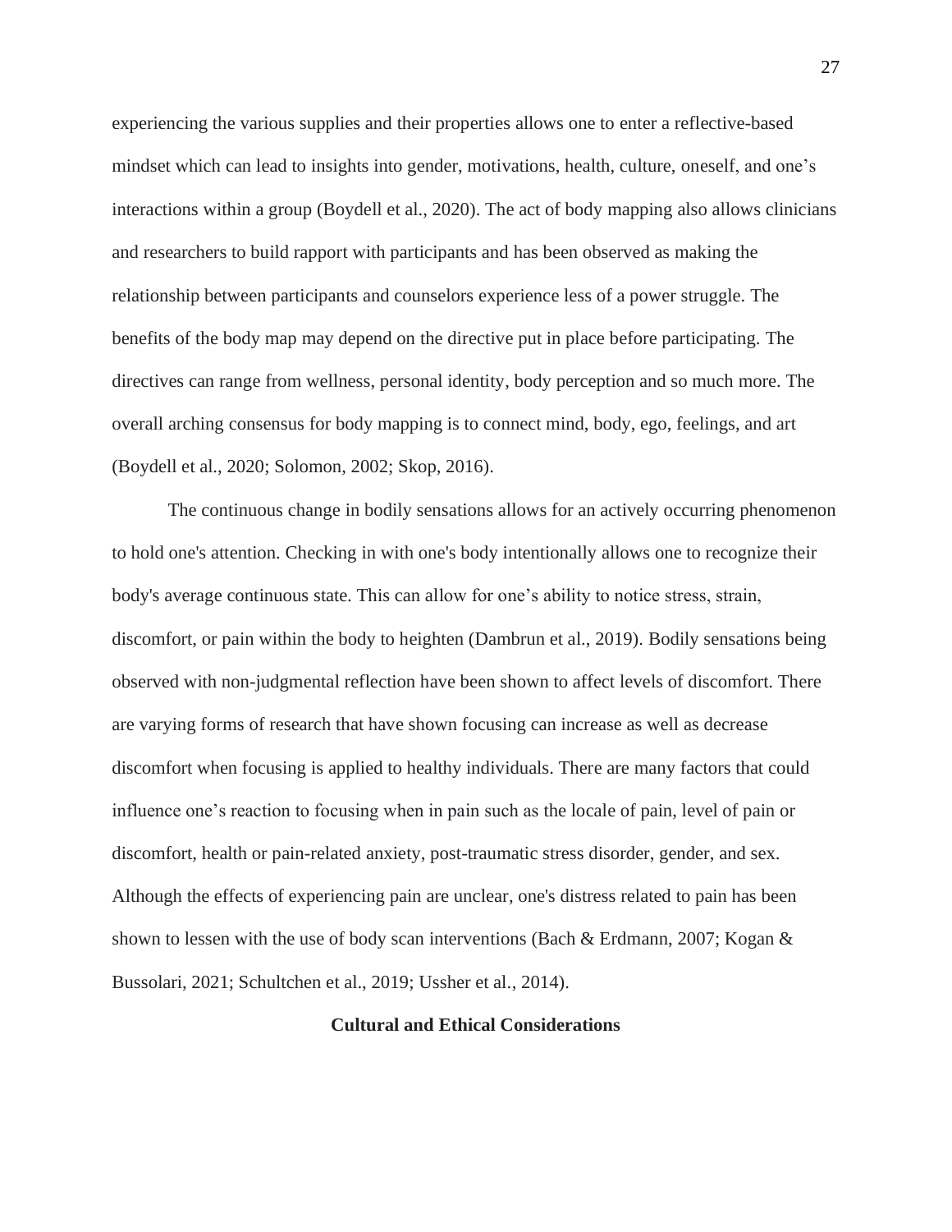experiencing the various supplies and their properties allows one to enter a reflective-based mindset which can lead to insights into gender, motivations, health, culture, oneself, and one's interactions within a group (Boydell et al., 2020). The act of body mapping also allows clinicians and researchers to build rapport with participants and has been observed as making the relationship between participants and counselors experience less of a power struggle. The benefits of the body map may depend on the directive put in place before participating. The directives can range from wellness, personal identity, body perception and so much more. The overall arching consensus for body mapping is to connect mind, body, ego, feelings, and art (Boydell et al., 2020; Solomon, 2002; Skop, 2016).

The continuous change in bodily sensations allows for an actively occurring phenomenon to hold one's attention. Checking in with one's body intentionally allows one to recognize their body's average continuous state. This can allow for one's ability to notice stress, strain, discomfort, or pain within the body to heighten (Dambrun et al., 2019). Bodily sensations being observed with non-judgmental reflection have been shown to affect levels of discomfort. There are varying forms of research that have shown focusing can increase as well as decrease discomfort when focusing is applied to healthy individuals. There are many factors that could influence one's reaction to focusing when in pain such as the locale of pain, level of pain or discomfort, health or pain-related anxiety, post-traumatic stress disorder, gender, and sex. Although the effects of experiencing pain are unclear, one's distress related to pain has been shown to lessen with the use of body scan interventions (Bach & Erdmann, 2007; Kogan & Bussolari, 2021; Schultchen et al., 2019; Ussher et al., 2014).

## Cultural and Ethical Considerations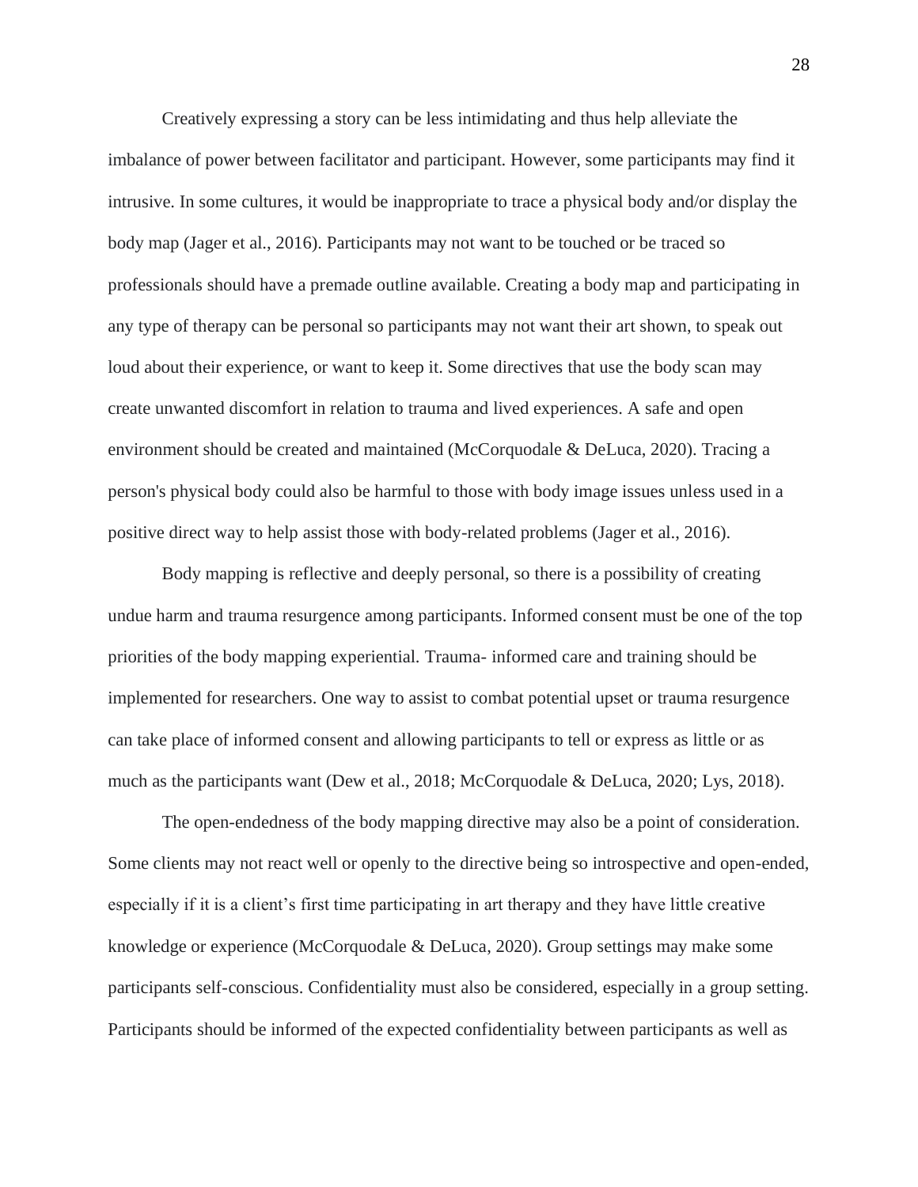Creatively expressing a story can be less intimidating and thus help alleviate the imbalance of power between facilitator and participant. However, some participants may find it intrusive. In some cultures, it would be inappropriate to trace a physical body and/or display the body map (Jager et al., 2016). Participants may not want to be touched or be traced so professionals should have a premade outline available. Creating a body map and participating in any type of therapy can be personal so participants may not want their art shown, to speak out loud about their experience, or want to keep it. Some directives that use the body scan may create unwanted discomfort in relation to trauma and lived experiences. A safe and open environment should be created and maintained (McCorquodale & DeLuca, 2020). Tracing a person's physical body could also be harmful to those with body image issues unless used in a positive direct way to help assist those with body-related problems (Jager et al., 2016).

Body mapping is reflective and deeply personal, so there is a possibility of creating undue harm and trauma resurgence among participants. Informed consent must be one of the top priorities of the body mapping experiential. Trauma- informed care and training should be implemented for researchers. One way to assist to combat potential upset or trauma resurgence can take place of informed consent and allowing participants to tell or express as little or as much as the participants want (Dew et al., 2018; McCorquodale & DeLuca, 2020; Lys, 2018).

The open-endedness of the body mapping directive may also be a point of consideration. Some clients may not react well or openly to the directive being so introspective and open-ended, especially if it is a client's first time participating in art therapy and they have little creative knowledge or experience (McCorquodale & DeLuca, 2020). Group settings may make some participants self-conscious. Confidentiality must also be considered, especially in a group setting. Participants should be informed of the expected confidentiality between participants as well as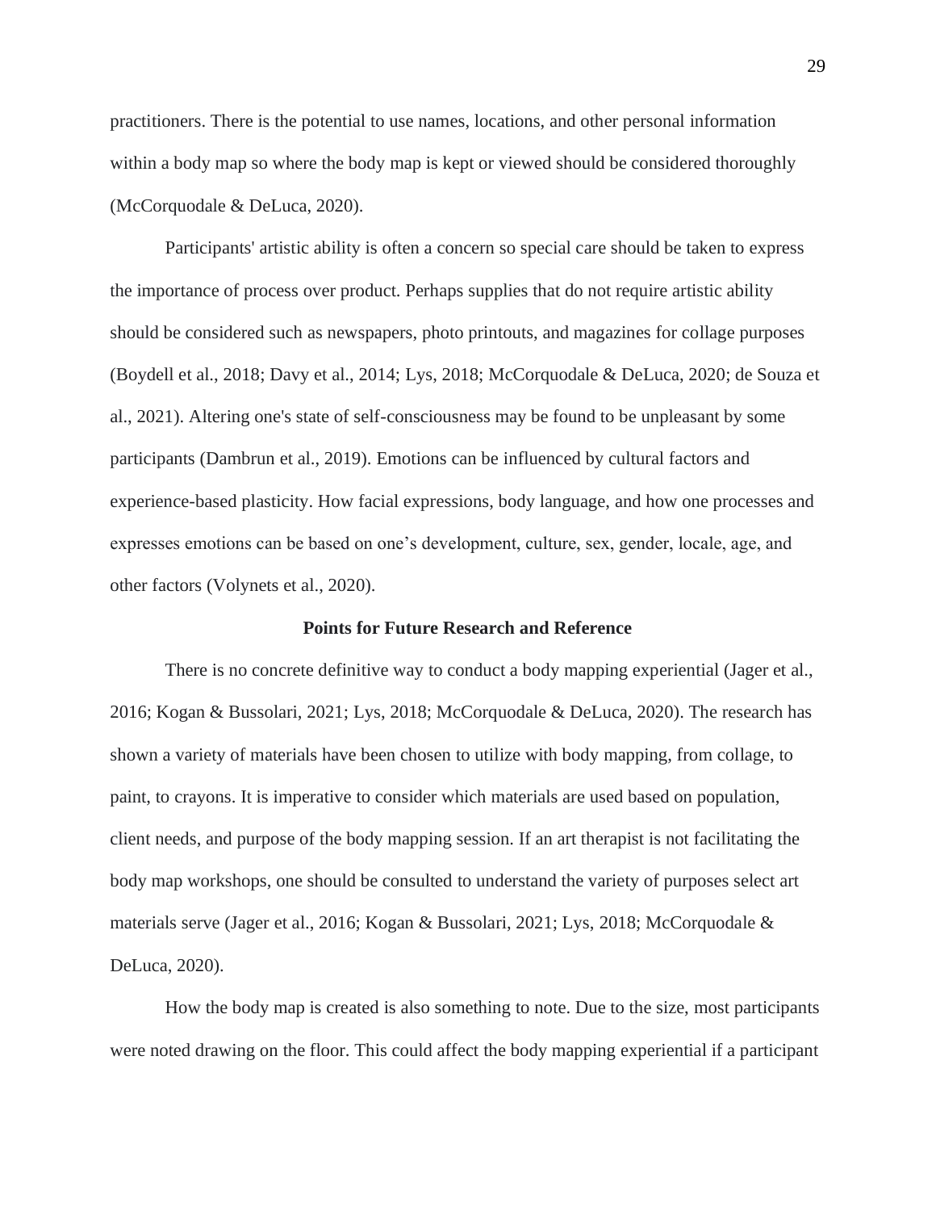practitioners. There is the potential to use names, locations, and other personal information within a body map so where the body map is kept or viewed should be considered thoroughly (McCorquodale & DeLuca, 2020).

Participants' artistic ability is often a concern so special care should be taken to express the importance of process over product. Perhaps supplies that do not require artistic ability should be considered such as newspapers, photo printouts, and magazines for collage purposes (Boydell et al., 2018; Davy et al., 2014; Lys, 2018; McCorquodale & DeLuca, 2020; de Souza et al., 2021). Altering one's state of self-consciousness may be found to be unpleasant by some participants (Dambrun et al., 2019). Emotions can be influenced by cultural factors and experience-based plasticity. How facial expressions, body language, and how one processes and expresses emotions can be based on one's development, culture, sex, gender, locale, age, and other factors (Volynets et al., 2020).

## Points for Future Research and Reference

There is no concrete definitive way to conduct a body mapping experiential (Jager et al., 2016; Kogan & Bussolari, 2021; Lys, 2018; McCorquodale & DeLuca, 2020). The research has shown a variety of materials have been chosen to utilize with body mapping, from collage, to paint, to crayons. It is imperative to consider which materials are used based on population, client needs, and purpose of the body mapping session. If an art therapist is not facilitating the body map workshops, one should be consulted to understand the variety of purposes select art materials serve (Jager et al., 2016; Kogan & Bussolari, 2021; Lys, 2018; McCorquodale & DeLuca, 2020).

How the body map is created is also something to note. Due to the size, most participants were noted drawing on the floor. This could affect the body mapping experiential if a participant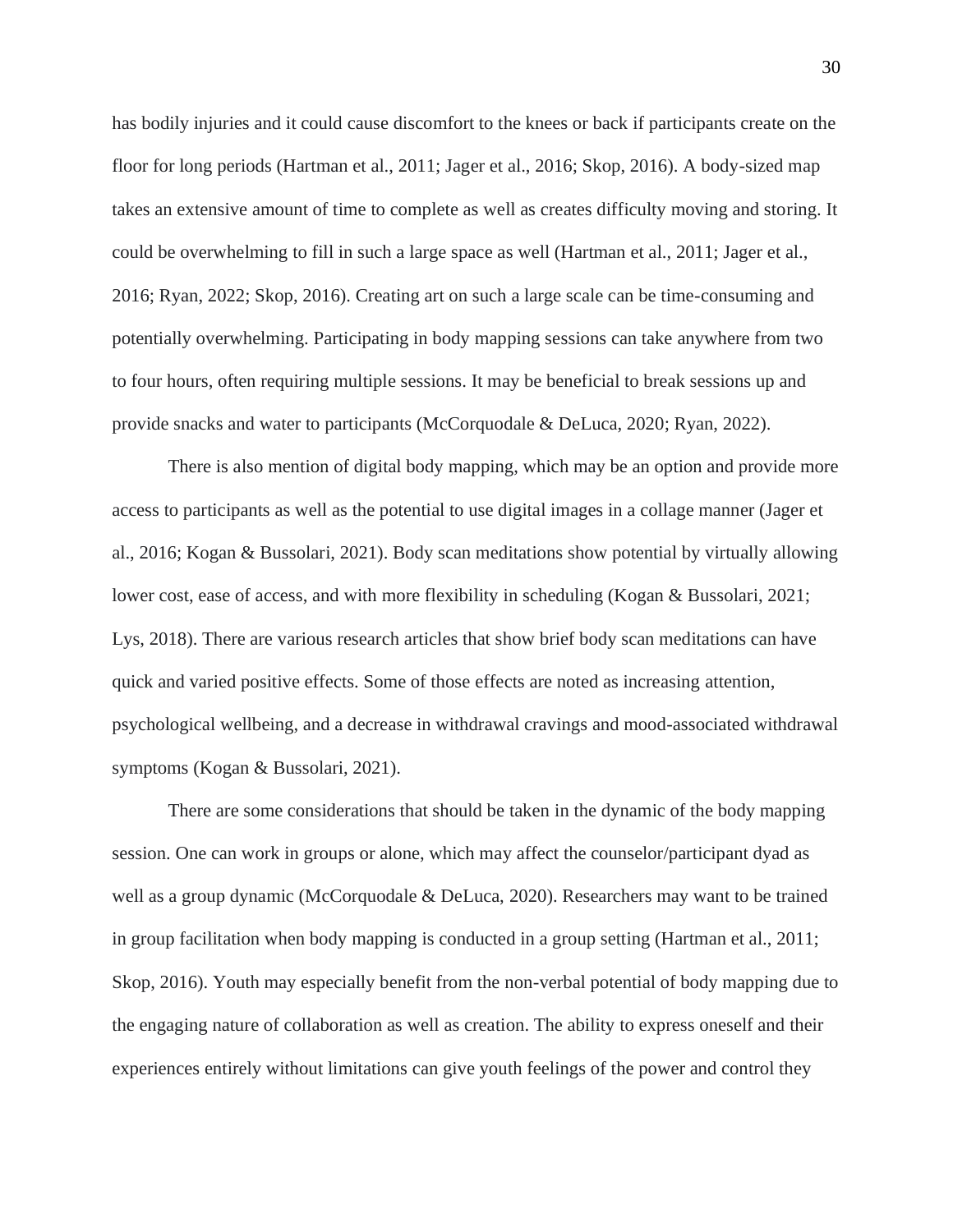has bodily injuries and it could cause discomfort to the knees or back if participants create on the floor for long periods (Hartman et al., 2011; Jager et al., 2016; Skop, 2016). A body-sized map takes an extensive amount of time to complete as well as creates difficulty moving and storing. It could be overwhelming to fill in such a large space as well (Hartman et al., 2011; Jager et al., 2016; Ryan, 2022; Skop, 2016). Creating art on such a large scale can be time-consuming and potentially overwhelming. Participating in body mapping sessions can take anywhere from two to four hours, often requiring multiple sessions. It may be beneficial to break sessions up and provide snacks and water to participants (McCorquodale & DeLuca, 2020; Ryan, 2022).

There is also mention of digital body mapping, which may be an option and provide more access to participants as well as the potential to use digital images in a collage manner (Jager et al., 2016; Kogan & Bussolari, 2021). Body scan meditations show potential by virtually allowing lower cost, ease of access, and with more flexibility in scheduling (Kogan & Bussolari, 2021; Lys, 2018). There are various research articles that show brief body scan meditations can have quick and varied positive effects. Some of those effects are noted as increasing attention, psychological wellbeing, and a decrease in withdrawal cravings and mood-associated withdrawal symptoms (Kogan & Bussolari, 2021).

There are some considerations that should be taken in the dynamic of the body mapping session. One can work in groups or alone, which may affect the counselor/participant dyad as well as a group dynamic (McCorquodale & DeLuca, 2020). Researchers may want to be trained in group facilitation when body mapping is conducted in a group setting (Hartman et al., 2011; Skop, 2016). Youth may especially benefit from the non-verbal potential of body mapping due to the engaging nature of collaboration as well as creation. The ability to express oneself and their experiences entirely without limitations can give youth feelings of the power and control they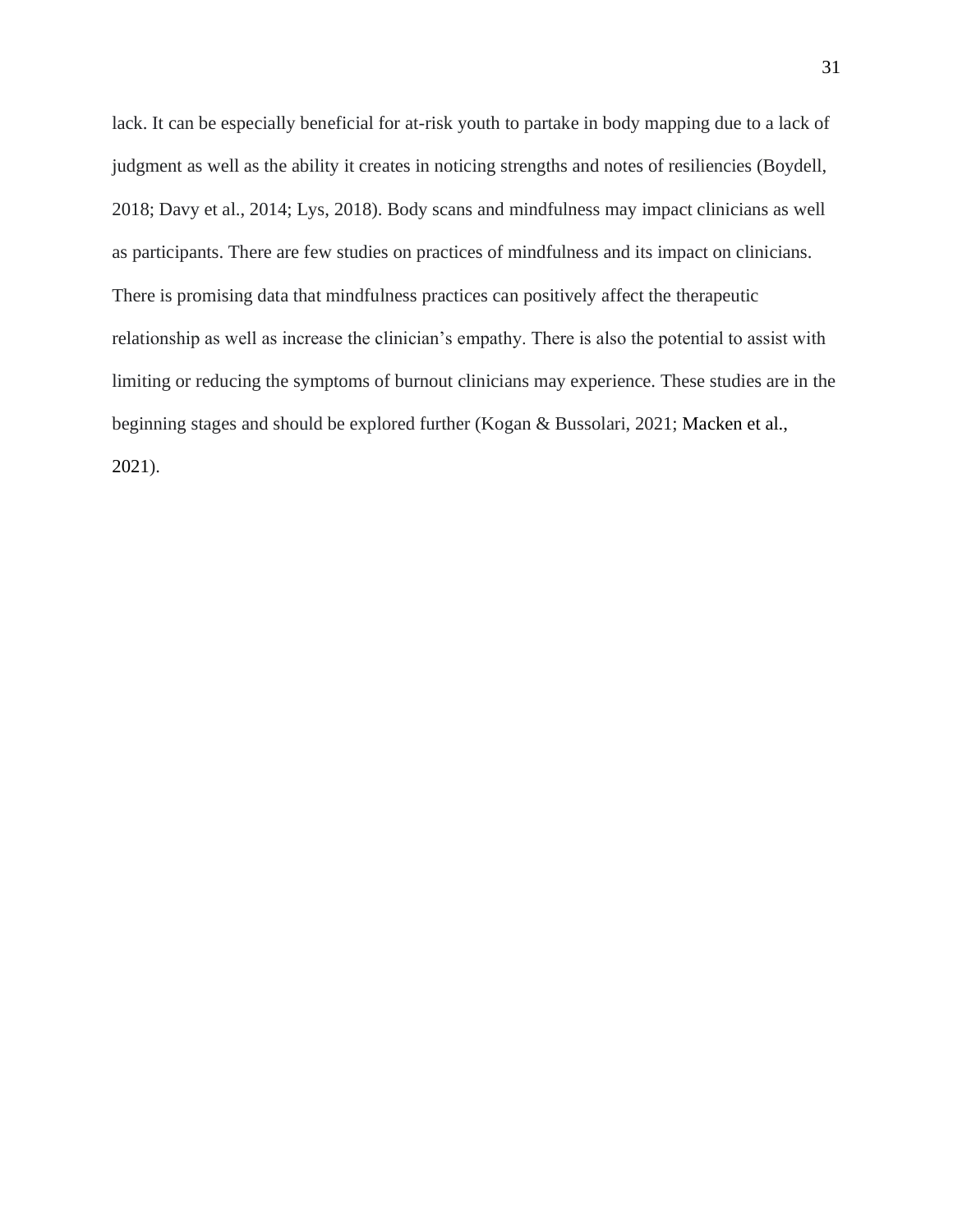lack. It can be especially beneficial for at-risk youth to partake in body mapping due to a lack of judgment as well as the ability it creates in noticing strengths and notes of resiliencies (Boydell, 2018; Davy et al., 2014; Lys, 2018). Body scans and mindfulness may impact clinicians as well as participants. There are few studies on practices of mindfulness and its impact on clinicians. There is promising data that mindfulness practices can positively affect the therapeutic relationship as well as increase the clinician's empathy. There is also the potential to assist with limiting or reducing the symptoms of burnout clinicians may experience. These studies are in the beginning stages and should be explored further (Kogan & Bussolari, 2021; Macken et al., 2021).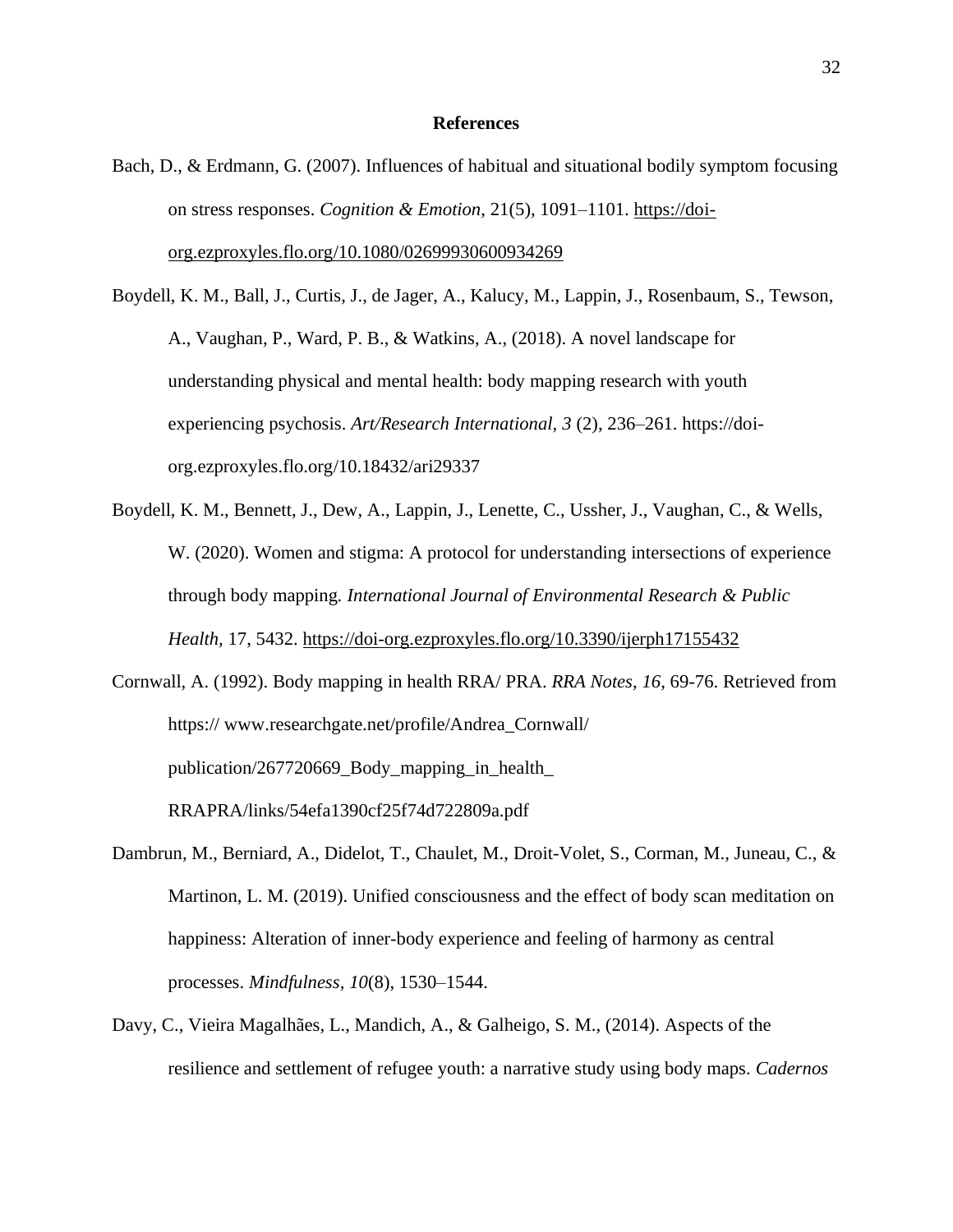## References

Bach, D., & Erdmann, G. (2007). Influences of habitual and situational bodily symptom focusing on stress responses. *Cognition & Emotion*, 21(5), 1091–1101. https://doi-org.ezproxyles.flo.org/10.1080/02699930600934269

Boydell, K. M., Ball, J., Curtis, J., de Jager, A., Kalucy, M., Lappin, J., Rosenbaum, S., Tewson, A., Vaughan, P., Ward, P. B., & Watkins, A., (2018). A novel landscape for understanding physical and mental health: body mapping research with youth experiencing psychosis. *Art/Research International*, *3* (2), 236–261. https://doi-org.ezproxyles.flo.org/10.18432/ari29337

Boydell, K. M., Bennett, J., Dew, A., Lappin, J., Lenette, C., Ussher, J., Vaughan, C., & Wells, W. (2020). Women and stigma: A protocol for understanding intersections of experience through body mapping. *International Journal of Environmental Research & Public Health,* 17, 5432. https://doi-org.ezproxyles.flo.org/10.3390/ijerph17155432

Cornwall, A. (1992). Body mapping in health RRA/ PRA. *RRA Notes*, *16*, 69-76. Retrieved from https:// www.researchgate.net/profile/Andrea_Cornwall/ publication/267720669_Body_mapping_in_health_ RRAPRA/links/54efa1390cf25f74d722809a.pdf

Dambrun, M., Berniard, A., Didelot, T., Chaulet, M., Droit-Volet, S., Corman, M., Juneau, C., & Martinon, L. M. (2019). Unified consciousness and the effect of body scan meditation on happiness: Alteration of inner-body experience and feeling of harmony as central processes. *Mindfulness*, *10*(8), 1530–1544.

Davy, C., Vieira Magalhães, L., Mandich, A., & Galheigo, S. M., (2014). Aspects of the resilience and settlement of refugee youth: a narrative study using body maps. *Cadernos*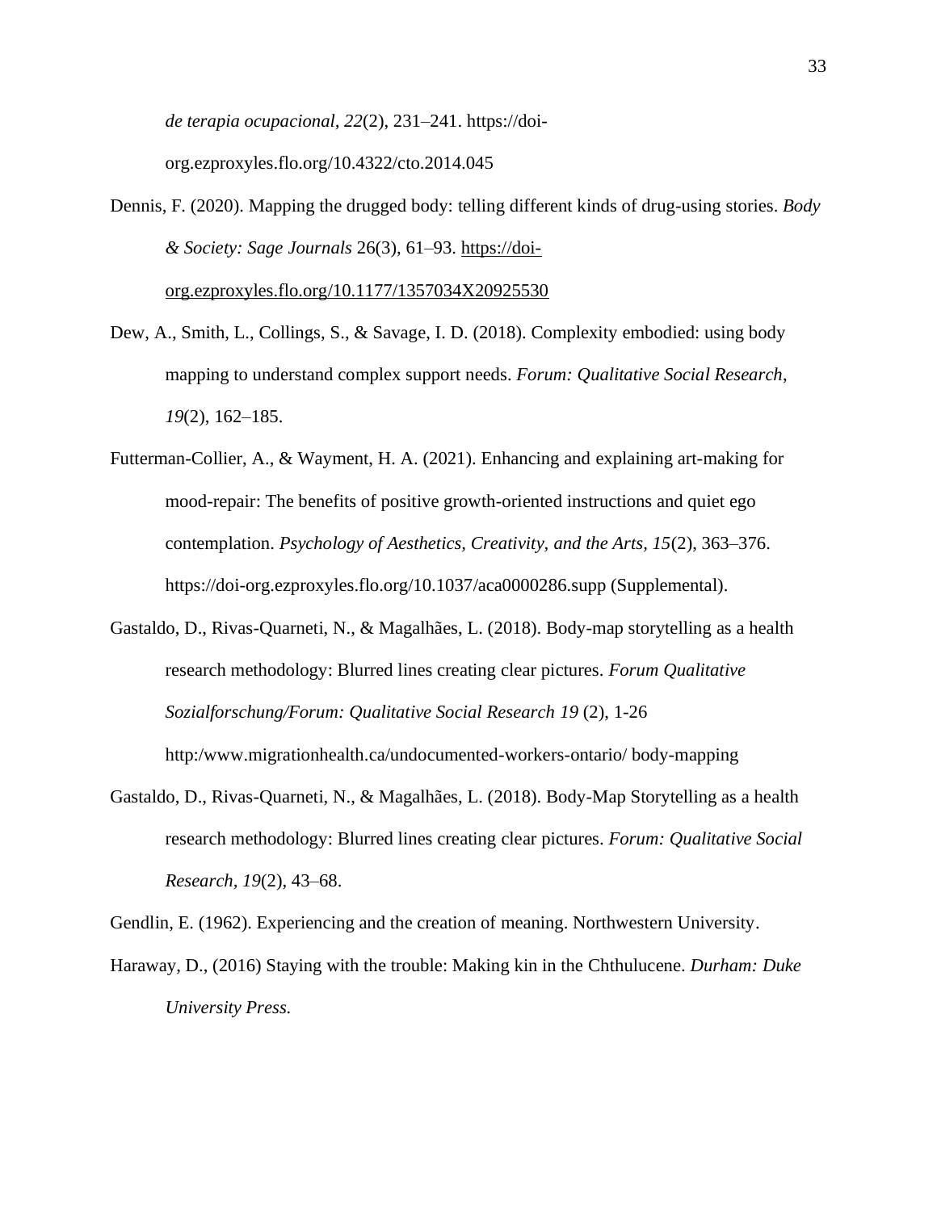*de terapia ocupacional*, *22*(2), 231–241. https://doi-org.ezproxyles.flo.org/10.4322/cto.2014.045

Dennis, F. (2020). Mapping the drugged body: telling different kinds of drug-using stories. *Body & Society: Sage Journals* 26(3), 61–93. https://doi-org.ezproxyles.flo.org/10.1177/1357034X20925530

Dew, A., Smith, L., Collings, S., & Savage, I. D. (2018). Complexity embodied: using body mapping to understand complex support needs. *Forum: Qualitative Social Research*, *19*(2), 162–185.

Futterman-Collier, A., & Wayment, H. A. (2021). Enhancing and explaining art-making for mood-repair: The benefits of positive growth-oriented instructions and quiet ego contemplation. *Psychology of Aesthetics, Creativity, and the Arts*, *15*(2), 363–376. https://doi-org.ezproxyles.flo.org/10.1037/aca0000286.supp (Supplemental).

Gastaldo, D., Rivas-Quarneti, N., & Magalhães, L. (2018). Body-map storytelling as a health research methodology: Blurred lines creating clear pictures. *Forum Qualitative Sozialforschung/Forum: Qualitative Social Research 19* (2), 1-26 http:/www.migrationhealth.ca/undocumented-workers-ontario/ body-mapping

Gastaldo, D., Rivas-Quarneti, N., & Magalhães, L. (2018). Body-Map Storytelling as a health research methodology: Blurred lines creating clear pictures. *Forum: Qualitative Social Research*, *19*(2), 43–68.

Gendlin, E. (1962). Experiencing and the creation of meaning. Northwestern University.

Haraway, D., (2016) Staying with the trouble: Making kin in the Chthulucene. *Durham: Duke University Press.*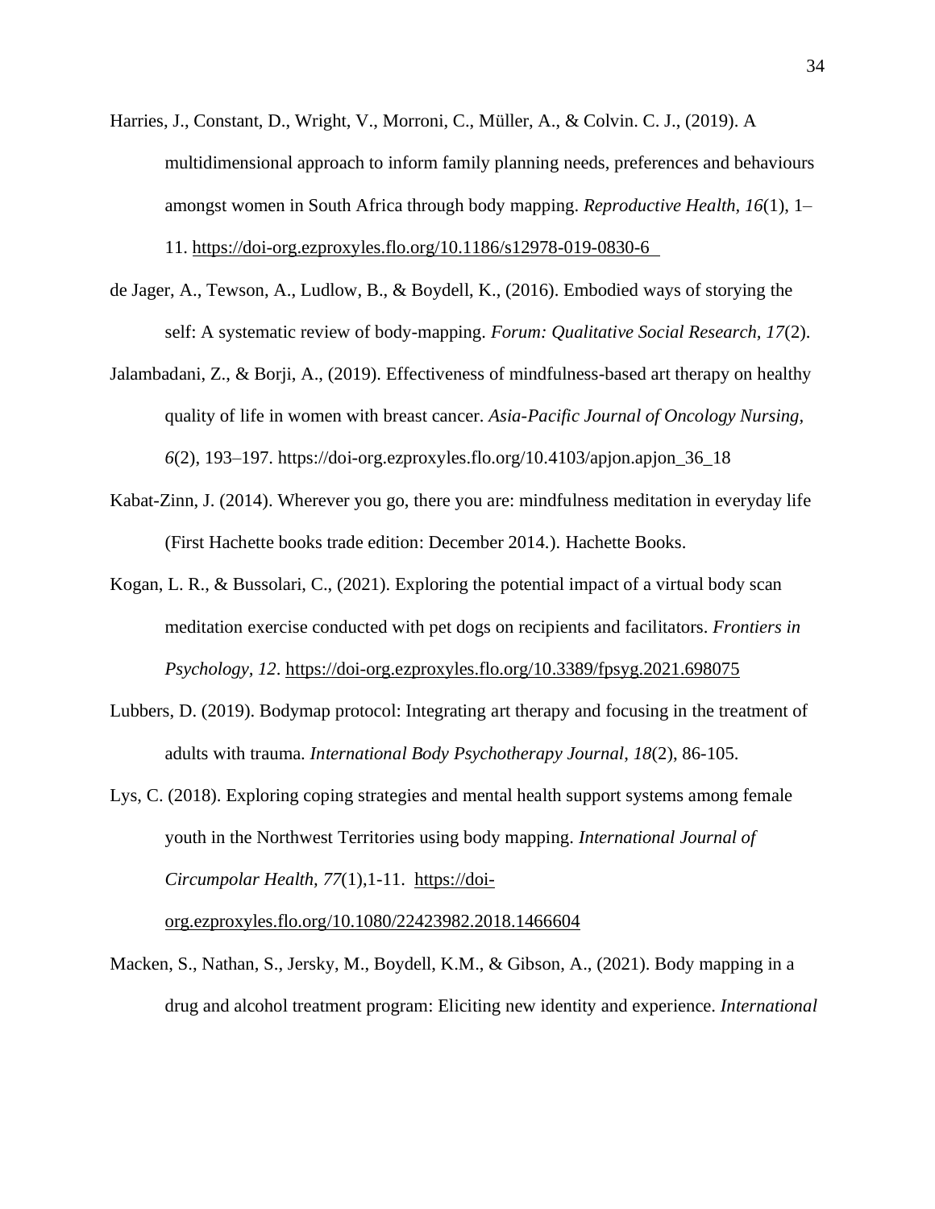Harries, J., Constant, D., Wright, V., Morroni, C., Müller, A., & Colvin. C. J., (2019). A multidimensional approach to inform family planning needs, preferences and behaviours amongst women in South Africa through body mapping. *Reproductive Health*, *16*(1), 1–11. https://doi-org.ezproxyles.flo.org/10.1186/s12978-019-0830-6

de Jager, A., Tewson, A., Ludlow, B., & Boydell, K., (2016). Embodied ways of storying the self: A systematic review of body-mapping. *Forum: Qualitative Social Research*, *17*(2).

Jalambadani, Z., & Borji, A., (2019). Effectiveness of mindfulness-based art therapy on healthy quality of life in women with breast cancer. *Asia-Pacific Journal of Oncology Nursing*, *6*(2), 193–197. https://doi-org.ezproxyles.flo.org/10.4103/apjon.apjon_36_18

Kabat-Zinn, J. (2014). Wherever you go, there you are: mindfulness meditation in everyday life (First Hachette books trade edition: December 2014.). Hachette Books.

Kogan, L. R., & Bussolari, C., (2021). Exploring the potential impact of a virtual body scan meditation exercise conducted with pet dogs on recipients and facilitators. *Frontiers in Psychology, 12*. https://doi-org.ezproxyles.flo.org/10.3389/fpsyg.2021.698075

Lubbers, D. (2019). Bodymap protocol: Integrating art therapy and focusing in the treatment of adults with trauma. *International Body Psychotherapy Journal*, *18*(2), 86-105.

Lys, C. (2018). Exploring coping strategies and mental health support systems among female youth in the Northwest Territories using body mapping. *International Journal of Circumpolar Health*, *77*(1),1-11. https://doi-org.ezproxyles.flo.org/10.1080/22423982.2018.1466604

Macken, S., Nathan, S., Jersky, M., Boydell, K.M., & Gibson, A., (2021). Body mapping in a drug and alcohol treatment program: Eliciting new identity and experience. *International*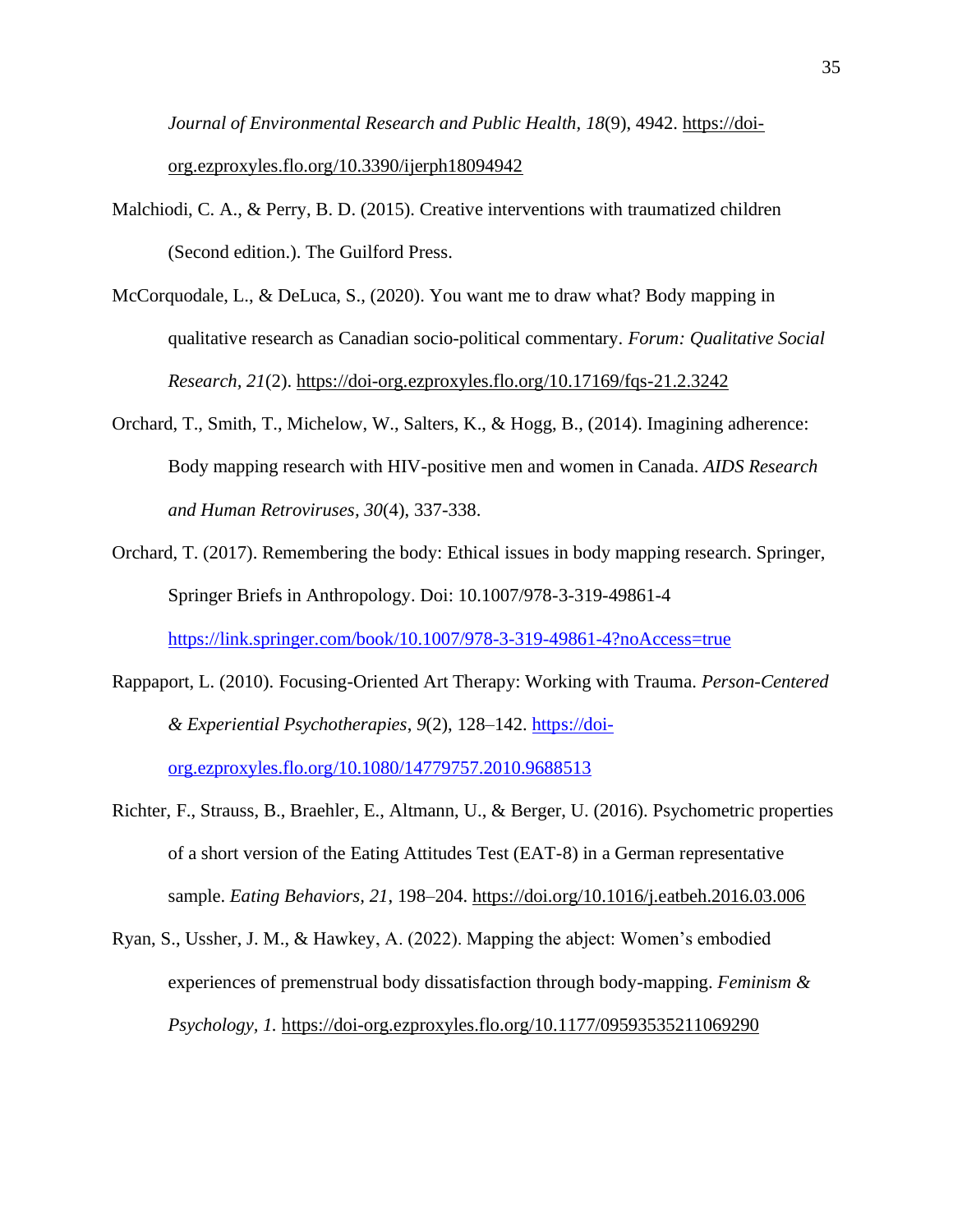*Journal of Environmental Research and Public Health*, *18*(9), 4942. https://doi-org.ezproxyles.flo.org/10.3390/ijerph18094942

Malchiodi, C. A., & Perry, B. D. (2015). Creative interventions with traumatized children (Second edition.). The Guilford Press.

McCorquodale, L., & DeLuca, S., (2020). You want me to draw what? Body mapping in qualitative research as Canadian socio-political commentary. *Forum: Qualitative Social Research, 21*(2). https://doi-org.ezproxyles.flo.org/10.17169/fqs-21.2.3242

Orchard, T., Smith, T., Michelow, W., Salters, K., & Hogg, B., (2014). Imagining adherence: Body mapping research with HIV-positive men and women in Canada. *AIDS Research and Human Retroviruses*, *30*(4), 337-338.

Orchard, T. (2017). Remembering the body: Ethical issues in body mapping research. Springer, Springer Briefs in Anthropology. Doi: 10.1007/978-3-319-49861-4 https://link.springer.com/book/10.1007/978-3-319-49861-4?noAccess=true

Rappaport, L. (2010). Focusing-Oriented Art Therapy: Working with Trauma. *Person-Centered & Experiential Psychotherapies*, *9*(2), 128–142. https://doi-org.ezproxyles.flo.org/10.1080/14779757.2010.9688513

Richter, F., Strauss, B., Braehler, E., Altmann, U., & Berger, U. (2016). Psychometric properties of a short version of the Eating Attitudes Test (EAT-8) in a German representative sample. *Eating Behaviors, 21*, 198–204. https://doi.org/10.1016/j.eatbeh.2016.03.006

Ryan, S., Ussher, J. M., & Hawkey, A. (2022). Mapping the abject: Women's embodied experiences of premenstrual body dissatisfaction through body-mapping. *Feminism & Psychology, 1.* https://doi-org.ezproxyles.flo.org/10.1177/09593535211069290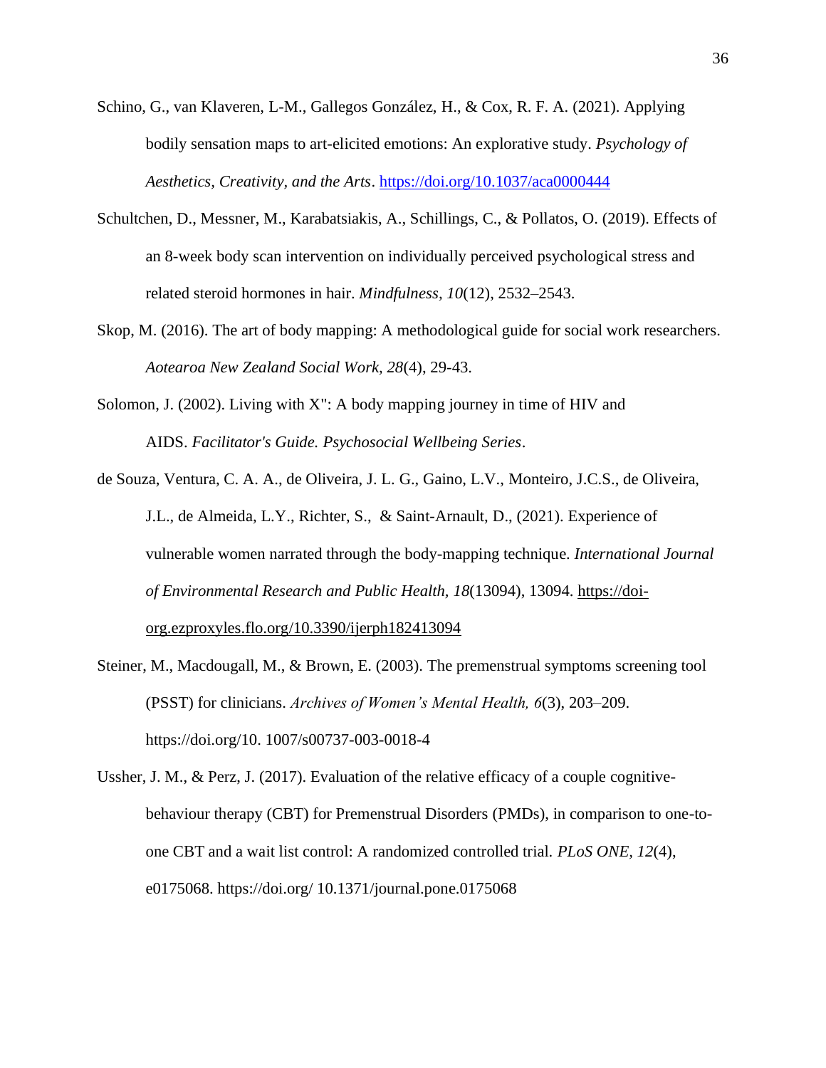Schino, G., van Klaveren, L-M., Gallegos González, H., & Cox, R. F. A. (2021). Applying bodily sensation maps to art-elicited emotions: An explorative study. *Psychology of Aesthetics, Creativity, and the Arts*. https://doi.org/10.1037/aca0000444

Schultchen, D., Messner, M., Karabatsiakis, A., Schillings, C., & Pollatos, O. (2019). Effects of an 8-week body scan intervention on individually perceived psychological stress and related steroid hormones in hair. *Mindfulness, 10*(12), 2532–2543.

Skop, M. (2016). The art of body mapping: A methodological guide for social work researchers. *Aotearoa New Zealand Social Work, 28*(4), 29-43.

Solomon, J. (2002). Living with X": A body mapping journey in time of HIV and AIDS. *Facilitator's Guide. Psychosocial Wellbeing Series*.

de Souza, Ventura, C. A. A., de Oliveira, J. L. G., Gaino, L.V., Monteiro, J.C.S., de Oliveira, J.L., de Almeida, L.Y., Richter, S., & Saint-Arnault, D., (2021). Experience of vulnerable women narrated through the body-mapping technique. *International Journal of Environmental Research and Public Health, 18*(13094), 13094. https://doi-org.ezproxyles.flo.org/10.3390/ijerph182413094

Steiner, M., Macdougall, M., & Brown, E. (2003). The premenstrual symptoms screening tool (PSST) for clinicians. *Archives of Women's Mental Health, 6*(3), 203–209. https://doi.org/10. 1007/s00737-003-0018-4

Ussher, J. M., & Perz, J. (2017). Evaluation of the relative efficacy of a couple cognitive-behaviour therapy (CBT) for Premenstrual Disorders (PMDs), in comparison to one-to-one CBT and a wait list control: A randomized controlled trial. *PLoS ONE*, *12*(4), e0175068. https://doi.org/ 10.1371/journal.pone.0175068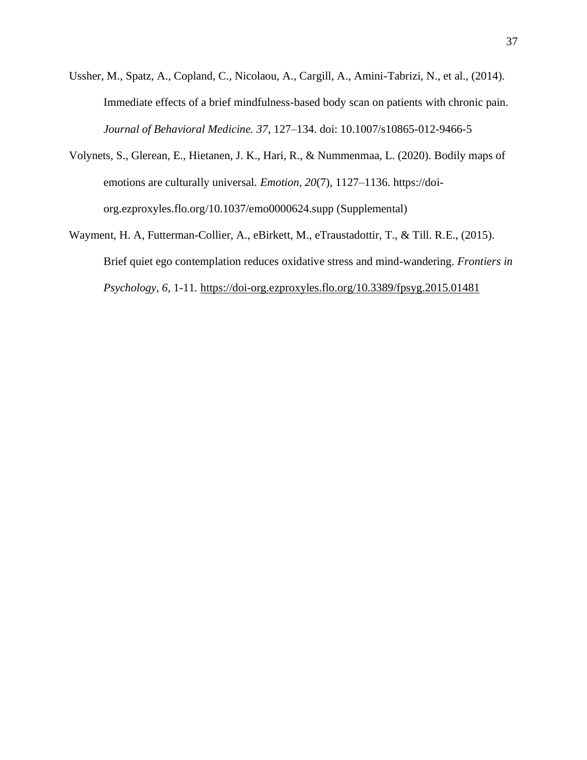Ussher, M., Spatz, A., Copland, C., Nicolaou, A., Cargill, A., Amini-Tabrizi, N., et al., (2014). Immediate effects of a brief mindfulness-based body scan on patients with chronic pain. *Journal of Behavioral Medicine. 37*, 127–134. doi: 10.1007/s10865-012-9466-5

Volynets, S., Glerean, E., Hietanen, J. K., Hari, R., & Nummenmaa, L. (2020). Bodily maps of emotions are culturally universal. *Emotion, 20*(7), 1127–1136. https://doi-org.ezproxyles.flo.org/10.1037/emo0000624.supp (Supplemental)

Wayment, H. A, Futterman-Collier, A., eBirkett, M., eTraustadottir, T., & Till. R.E., (2015). Brief quiet ego contemplation reduces oxidative stress and mind-wandering. *Frontiers in Psychology, 6*, 1-11. https://doi-org.ezproxyles.flo.org/10.3389/fpsyg.2015.01481